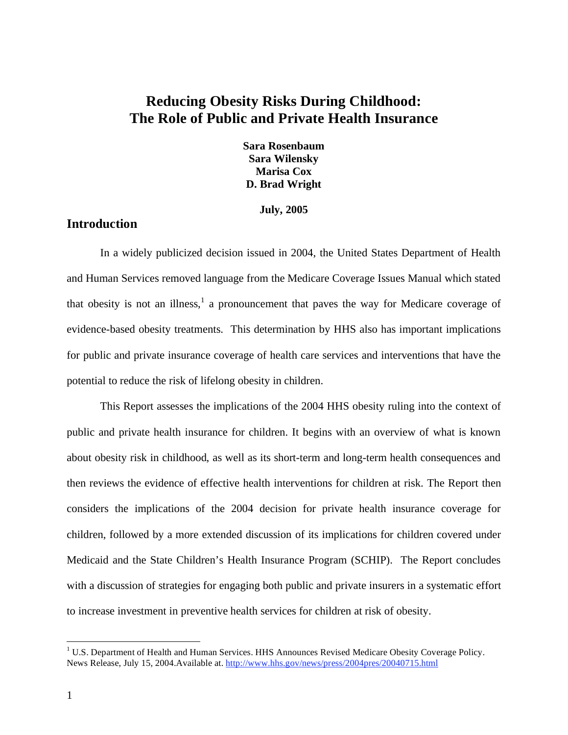# Reducing Obesity Risks During Childhood: The Role of Public and Private Health Insurance

**Sara Rosenbaum**
**Sara Wilensky**
**Marisa Cox**
**D. Brad Wright**

**July, 2005**

## Introduction

In a widely publicized decision issued in 2004, the United States Department of Health and Human Services removed language from the Medicare Coverage Issues Manual which stated that obesity is not an illness,[1] a pronouncement that paves the way for Medicare coverage of evidence-based obesity treatments. This determination by HHS also has important implications for public and private insurance coverage of health care services and interventions that have the potential to reduce the risk of lifelong obesity in children.

This Report assesses the implications of the 2004 HHS obesity ruling into the context of public and private health insurance for children. It begins with an overview of what is known about obesity risk in childhood, as well as its short-term and long-term health consequences and then reviews the evidence of effective health interventions for children at risk. The Report then considers the implications of the 2004 decision for private health insurance coverage for children, followed by a more extended discussion of its implications for children covered under Medicaid and the State Children's Health Insurance Program (SCHIP). The Report concludes with a discussion of strategies for engaging both public and private insurers in a systematic effort to increase investment in preventive health services for children at risk of obesity.

---

[1] U.S. Department of Health and Human Services. HHS Announces Revised Medicare Obesity Coverage Policy. News Release, July 15, 2004.Available at. http://www.hhs.gov/news/press/2004pres/20040715.html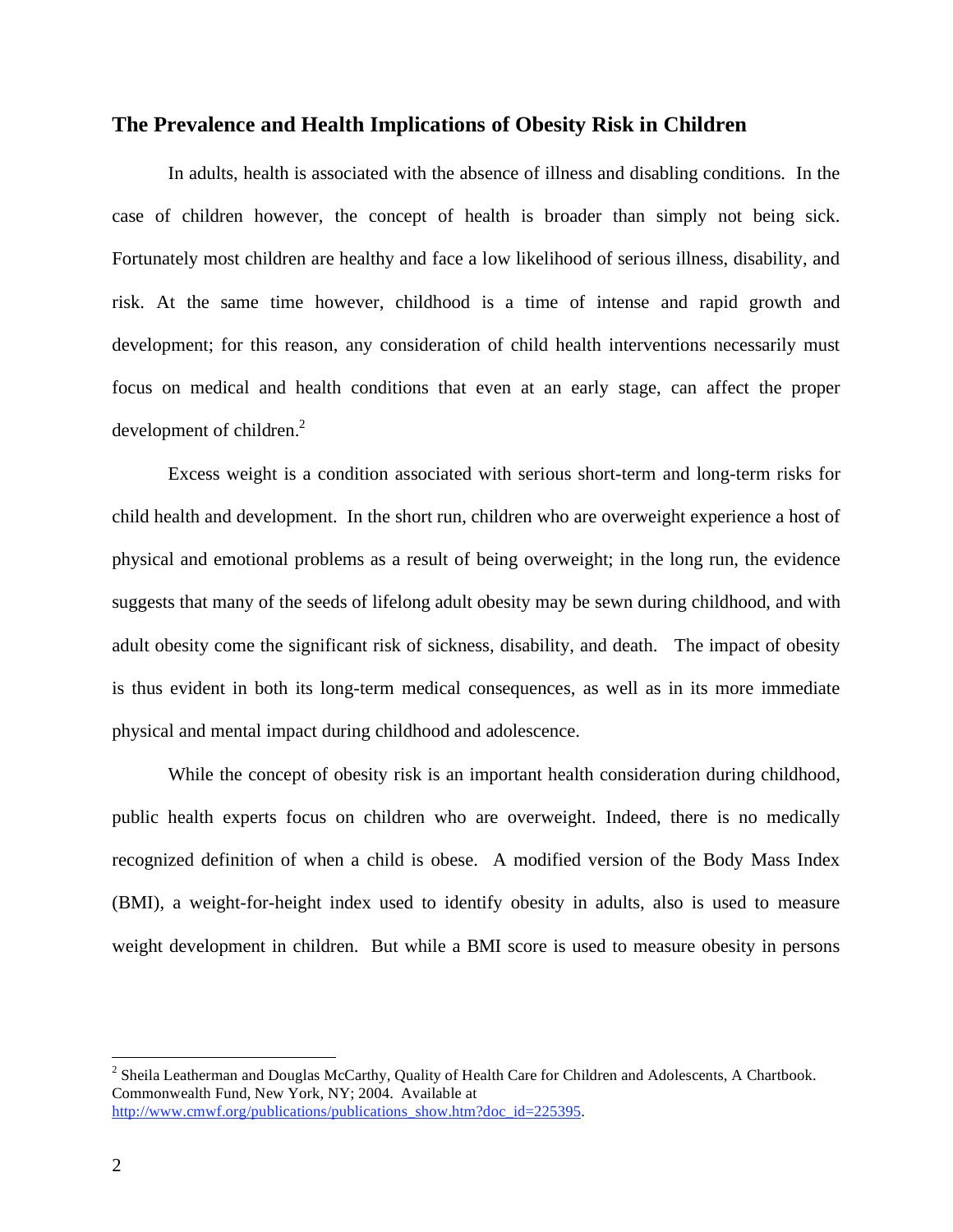## The Prevalence and Health Implications of Obesity Risk in Children

In adults, health is associated with the absence of illness and disabling conditions. In the case of children however, the concept of health is broader than simply not being sick. Fortunately most children are healthy and face a low likelihood of serious illness, disability, and risk. At the same time however, childhood is a time of intense and rapid growth and development; for this reason, any consideration of child health interventions necessarily must focus on medical and health conditions that even at an early stage, can affect the proper development of children.[2]

Excess weight is a condition associated with serious short-term and long-term risks for child health and development. In the short run, children who are overweight experience a host of physical and emotional problems as a result of being overweight; in the long run, the evidence suggests that many of the seeds of lifelong adult obesity may be sewn during childhood, and with adult obesity come the significant risk of sickness, disability, and death. The impact of obesity is thus evident in both its long-term medical consequences, as well as in its more immediate physical and mental impact during childhood and adolescence.

While the concept of obesity risk is an important health consideration during childhood, public health experts focus on children who are overweight. Indeed, there is no medically recognized definition of when a child is obese. A modified version of the Body Mass Index (BMI), a weight-for-height index used to identify obesity in adults, also is used to measure weight development in children. But while a BMI score is used to measure obesity in persons

---

[2] Sheila Leatherman and Douglas McCarthy, Quality of Health Care for Children and Adolescents, A Chartbook. Commonwealth Fund, New York, NY; 2004. Available at http://www.cmwf.org/publications/publications_show.htm?doc_id=225395.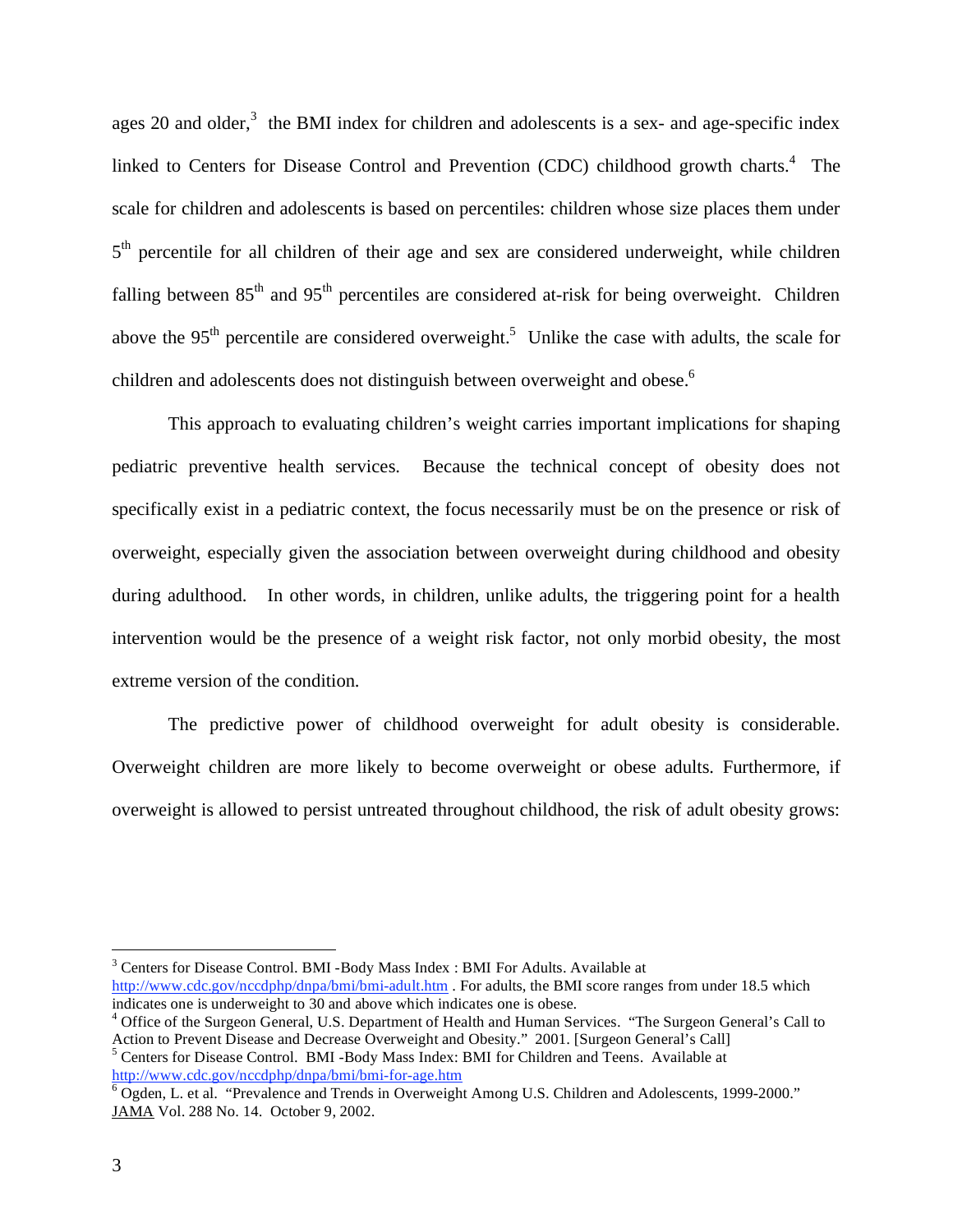ages 20 and older,[3] the BMI index for children and adolescents is a sex- and age-specific index linked to Centers for Disease Control and Prevention (CDC) childhood growth charts.[4] The scale for children and adolescents is based on percentiles: children whose size places them under 5th percentile for all children of their age and sex are considered underweight, while children falling between 85th and 95th percentiles are considered at-risk for being overweight. Children above the 95th percentile are considered overweight.[5] Unlike the case with adults, the scale for children and adolescents does not distinguish between overweight and obese.[6]

This approach to evaluating children's weight carries important implications for shaping pediatric preventive health services. Because the technical concept of obesity does not specifically exist in a pediatric context, the focus necessarily must be on the presence or risk of overweight, especially given the association between overweight during childhood and obesity during adulthood. In other words, in children, unlike adults, the triggering point for a health intervention would be the presence of a weight risk factor, not only morbid obesity, the most extreme version of the condition.

The predictive power of childhood overweight for adult obesity is considerable. Overweight children are more likely to become overweight or obese adults. Furthermore, if overweight is allowed to persist untreated throughout childhood, the risk of adult obesity grows:

---

[3] Centers for Disease Control. BMI -Body Mass Index : BMI For Adults. Available at http://www.cdc.gov/nccdphp/dnpa/bmi/bmi-adult.htm . For adults, the BMI score ranges from under 18.5 which indicates one is underweight to 30 and above which indicates one is obese.

[4] Office of the Surgeon General, U.S. Department of Health and Human Services. "The Surgeon General's Call to Action to Prevent Disease and Decrease Overweight and Obesity." 2001. [Surgeon General's Call]

[5] Centers for Disease Control. BMI -Body Mass Index: BMI for Children and Teens. Available at http://www.cdc.gov/nccdphp/dnpa/bmi/bmi-for-age.htm

[6] Ogden, L. et al. "Prevalence and Trends in Overweight Among U.S. Children and Adolescents, 1999-2000." JAMA Vol. 288 No. 14. October 9, 2002.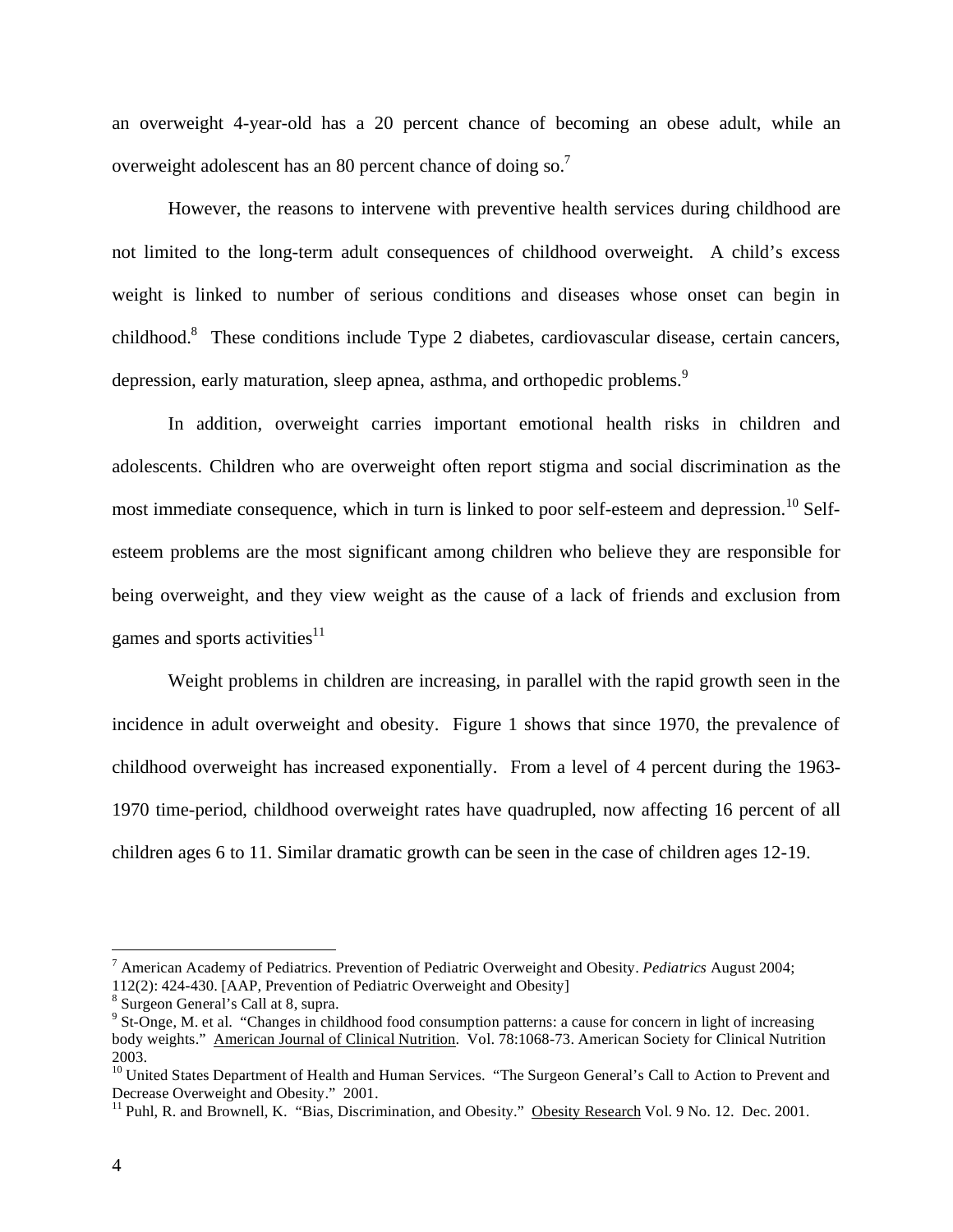an overweight 4-year-old has a 20 percent chance of becoming an obese adult, while an overweight adolescent has an 80 percent chance of doing so.[7]

However, the reasons to intervene with preventive health services during childhood are not limited to the long-term adult consequences of childhood overweight. A child's excess weight is linked to number of serious conditions and diseases whose onset can begin in childhood.[8] These conditions include Type 2 diabetes, cardiovascular disease, certain cancers, depression, early maturation, sleep apnea, asthma, and orthopedic problems.[9]

In addition, overweight carries important emotional health risks in children and adolescents. Children who are overweight often report stigma and social discrimination as the most immediate consequence, which in turn is linked to poor self-esteem and depression.[10] Self-esteem problems are the most significant among children who believe they are responsible for being overweight, and they view weight as the cause of a lack of friends and exclusion from games and sports activities[11]

Weight problems in children are increasing, in parallel with the rapid growth seen in the incidence in adult overweight and obesity. Figure 1 shows that since 1970, the prevalence of childhood overweight has increased exponentially. From a level of 4 percent during the 1963-1970 time-period, childhood overweight rates have quadrupled, now affecting 16 percent of all children ages 6 to 11. Similar dramatic growth can be seen in the case of children ages 12-19.

---

[7] American Academy of Pediatrics. Prevention of Pediatric Overweight and Obesity. *Pediatrics* August 2004; 112(2): 424-430. [AAP, Prevention of Pediatric Overweight and Obesity]

[8] Surgeon General's Call at 8, supra.

[9] St-Onge, M. et al. "Changes in childhood food consumption patterns: a cause for concern in light of increasing body weights." American Journal of Clinical Nutrition. Vol. 78:1068-73. American Society for Clinical Nutrition 2003.

[10] United States Department of Health and Human Services. "The Surgeon General's Call to Action to Prevent and Decrease Overweight and Obesity." 2001.

[11] Puhl, R. and Brownell, K. "Bias, Discrimination, and Obesity." Obesity Research Vol. 9 No. 12. Dec. 2001.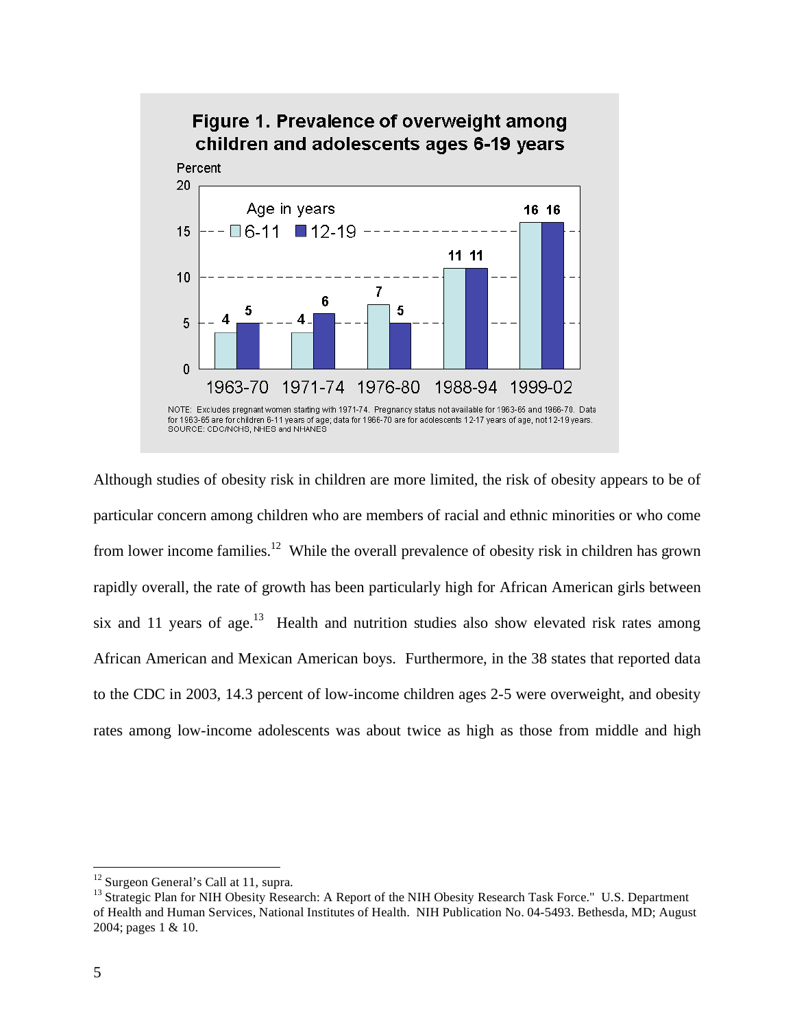**Figure 1. Prevalence of overweight among children and adolescents ages 6-19 years**

| Percent | 1963-70 | 1971-74 | 1976-80 | 1988-94 | 1999-02 |
|---|---|---|---|---|---|
| Age 6-11 | 4 | 4 | 7 | 11 | 16 |
| Age 12-19 | 5 | 6 | 5 | 11 | 16 |

NOTE: Excludes pregnant women starting with 1971-74. Pregnancy status not available for 1963-65 and 1966-70. Data for 1963-65 are for children 6-11 years of age; data for 1966-70 are for adolescents 12-17 years of age, not 12-19 years.
SOURCE: CDC/NCHS, NHES and NHANES

Although studies of obesity risk in children are more limited, the risk of obesity appears to be of particular concern among children who are members of racial and ethnic minorities or who come from lower income families.[12] While the overall prevalence of obesity risk in children has grown rapidly overall, the rate of growth has been particularly high for African American girls between six and 11 years of age.[13] Health and nutrition studies also show elevated risk rates among African American and Mexican American boys. Furthermore, in the 38 states that reported data to the CDC in 2003, 14.3 percent of low-income children ages 2-5 were overweight, and obesity rates among low-income adolescents was about twice as high as those from middle and high

---

[12] Surgeon General's Call at 11, supra.

[13] Strategic Plan for NIH Obesity Research: A Report of the NIH Obesity Research Task Force." U.S. Department of Health and Human Services, National Institutes of Health. NIH Publication No. 04-5493. Bethesda, MD; August 2004; pages 1 & 10.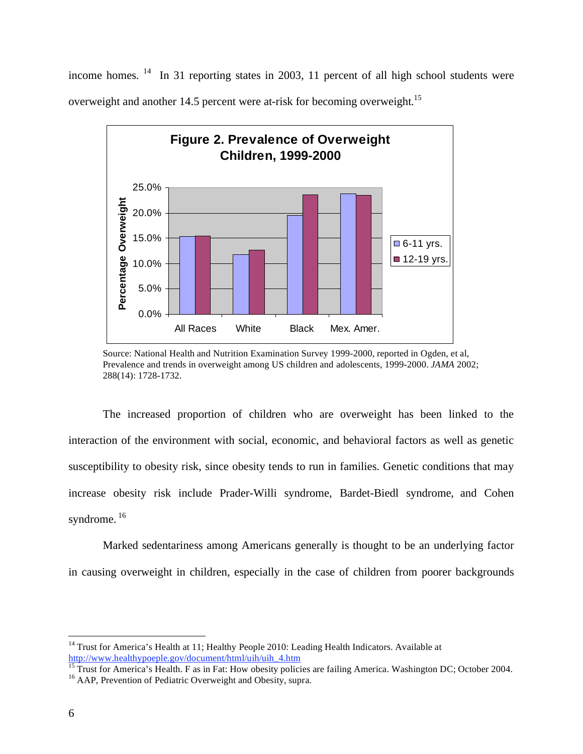income homes.[14] In 31 reporting states in 2003, 11 percent of all high school students were overweight and another 14.5 percent were at-risk for becoming overweight.[15]

**Figure 2. Prevalence of Overweight Children, 1999-2000**

Source: National Health and Nutrition Examination Survey 1999-2000, reported in Ogden, et al, Prevalence and trends in overweight among US children and adolescents, 1999-2000. *JAMA* 2002; 288(14): 1728-1732.

The increased proportion of children who are overweight has been linked to the interaction of the environment with social, economic, and behavioral factors as well as genetic susceptibility to obesity risk, since obesity tends to run in families. Genetic conditions that may increase obesity risk include Prader-Willi syndrome, Bardet-Biedl syndrome, and Cohen syndrome.[16]

Marked sedentariness among Americans generally is thought to be an underlying factor in causing overweight in children, especially in the case of children from poorer backgrounds

---

[14] Trust for America's Health at 11; Healthy People 2010: Leading Health Indicators. Available at http://www.healthypoeple.gov/document/html/uih/uih_4.htm

[15] Trust for America's Health. F as in Fat: How obesity policies are failing America. Washington DC; October 2004.

[16] AAP, Prevention of Pediatric Overweight and Obesity, supra.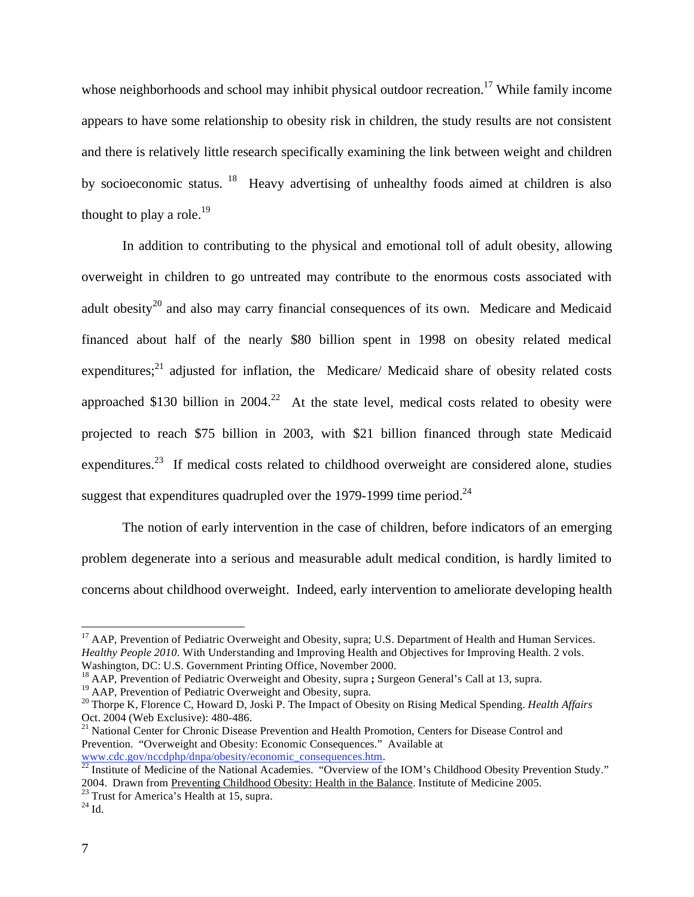whose neighborhoods and school may inhibit physical outdoor recreation.[17] While family income appears to have some relationship to obesity risk in children, the study results are not consistent and there is relatively little research specifically examining the link between weight and children by socioeconomic status. [18] Heavy advertising of unhealthy foods aimed at children is also thought to play a role.[19]

In addition to contributing to the physical and emotional toll of adult obesity, allowing overweight in children to go untreated may contribute to the enormous costs associated with adult obesity[20] and also may carry financial consequences of its own. Medicare and Medicaid financed about half of the nearly $80 billion spent in 1998 on obesity related medical expenditures;[21] adjusted for inflation, the Medicare/ Medicaid share of obesity related costs approached $130 billion in 2004.[22] At the state level, medical costs related to obesity were projected to reach $75 billion in 2003, with $21 billion financed through state Medicaid expenditures.[23] If medical costs related to childhood overweight are considered alone, studies suggest that expenditures quadrupled over the 1979-1999 time period.[24]

The notion of early intervention in the case of children, before indicators of an emerging problem degenerate into a serious and measurable adult medical condition, is hardly limited to concerns about childhood overweight. Indeed, early intervention to ameliorate developing health

---

[17] AAP, Prevention of Pediatric Overweight and Obesity, supra; U.S. Department of Health and Human Services. *Healthy People 2010*. With Understanding and Improving Health and Objectives for Improving Health. 2 vols. Washington, DC: U.S. Government Printing Office, November 2000.

[18] AAP, Prevention of Pediatric Overweight and Obesity, supra **;** Surgeon General's Call at 13, supra.

[19] AAP, Prevention of Pediatric Overweight and Obesity, supra.

[20] Thorpe K, Florence C, Howard D, Joski P. The Impact of Obesity on Rising Medical Spending. *Health Affairs* Oct. 2004 (Web Exclusive): 480-486.

[21] National Center for Chronic Disease Prevention and Health Promotion, Centers for Disease Control and Prevention. "Overweight and Obesity: Economic Consequences." Available at www.cdc.gov/nccdphp/dnpa/obesity/economic_consequences.htm.

[22] Institute of Medicine of the National Academies. "Overview of the IOM's Childhood Obesity Prevention Study." 2004. Drawn from Preventing Childhood Obesity: Health in the Balance. Institute of Medicine 2005.

[23] Trust for America's Health at 15, supra.

[24] Id.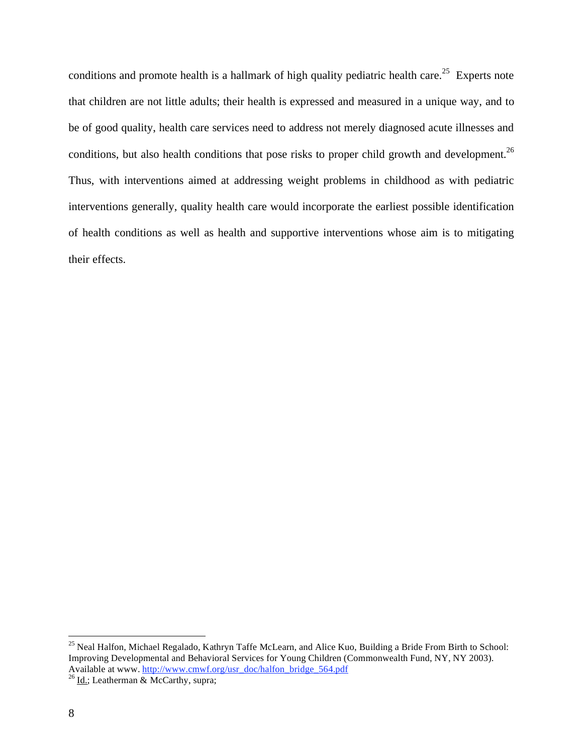conditions and promote health is a hallmark of high quality pediatric health care.[25] Experts note that children are not little adults; their health is expressed and measured in a unique way, and to be of good quality, health care services need to address not merely diagnosed acute illnesses and conditions, but also health conditions that pose risks to proper child growth and development.[26] Thus, with interventions aimed at addressing weight problems in childhood as with pediatric interventions generally, quality health care would incorporate the earliest possible identification of health conditions as well as health and supportive interventions whose aim is to mitigating their effects.

---

[25] Neal Halfon, Michael Regalado, Kathryn Taffe McLearn, and Alice Kuo, Building a Bride From Birth to School: Improving Developmental and Behavioral Services for Young Children (Commonwealth Fund, NY, NY 2003). Available at www. http://www.cmwf.org/usr_doc/halfon_bridge_564.pdf

[26] Id.; Leatherman & McCarthy, supra;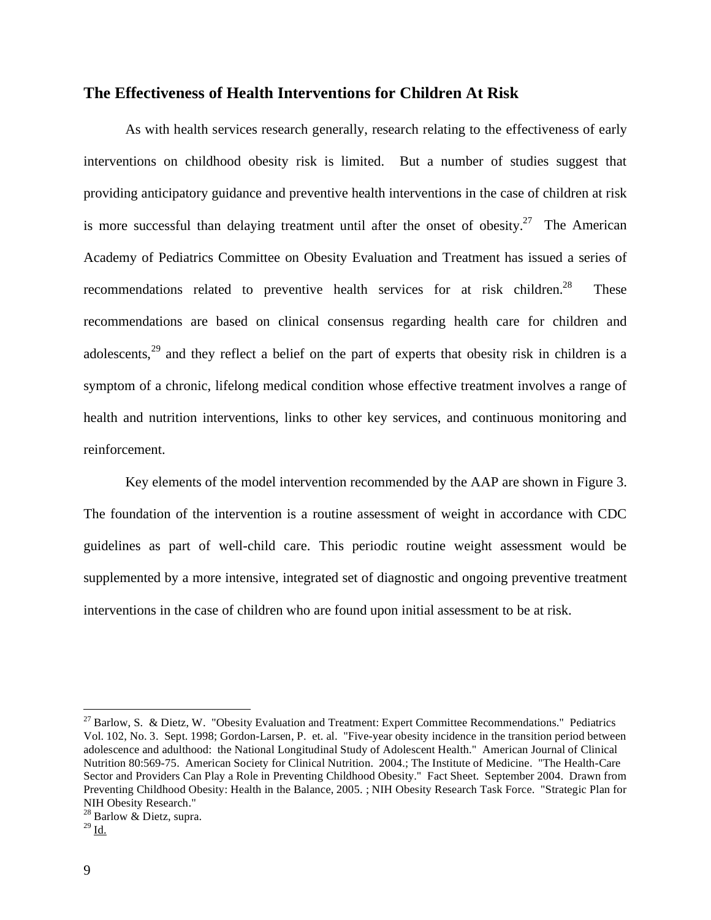## The Effectiveness of Health Interventions for Children At Risk

As with health services research generally, research relating to the effectiveness of early interventions on childhood obesity risk is limited. But a number of studies suggest that providing anticipatory guidance and preventive health interventions in the case of children at risk is more successful than delaying treatment until after the onset of obesity.[27] The American Academy of Pediatrics Committee on Obesity Evaluation and Treatment has issued a series of recommendations related to preventive health services for at risk children.[28] These recommendations are based on clinical consensus regarding health care for children and adolescents,[29] and they reflect a belief on the part of experts that obesity risk in children is a symptom of a chronic, lifelong medical condition whose effective treatment involves a range of health and nutrition interventions, links to other key services, and continuous monitoring and reinforcement.

Key elements of the model intervention recommended by the AAP are shown in Figure 3. The foundation of the intervention is a routine assessment of weight in accordance with CDC guidelines as part of well-child care. This periodic routine weight assessment would be supplemented by a more intensive, integrated set of diagnostic and ongoing preventive treatment interventions in the case of children who are found upon initial assessment to be at risk.

---

[27] Barlow, S. & Dietz, W. "Obesity Evaluation and Treatment: Expert Committee Recommendations." Pediatrics Vol. 102, No. 3. Sept. 1998; Gordon-Larsen, P. et. al. "Five-year obesity incidence in the transition period between adolescence and adulthood: the National Longitudinal Study of Adolescent Health." American Journal of Clinical Nutrition 80:569-75. American Society for Clinical Nutrition. 2004.; The Institute of Medicine. "The Health-Care Sector and Providers Can Play a Role in Preventing Childhood Obesity." Fact Sheet. September 2004. Drawn from Preventing Childhood Obesity: Health in the Balance, 2005. ; NIH Obesity Research Task Force. "Strategic Plan for NIH Obesity Research."

[28] Barlow & Dietz, supra.

[29] Id.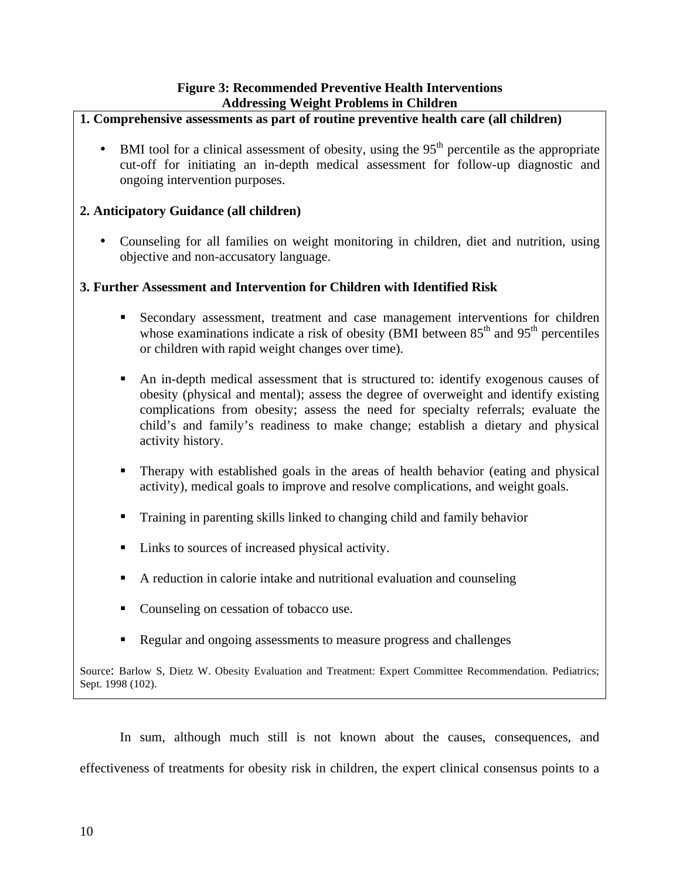**Figure 3: Recommended Preventive Health Interventions Addressing Weight Problems in Children**

**1. Comprehensive assessments as part of routine preventive health care (all children)**

- BMI tool for a clinical assessment of obesity, using the 95th percentile as the appropriate cut-off for initiating an in-depth medical assessment for follow-up diagnostic and ongoing intervention purposes.

**2. Anticipatory Guidance (all children)**

- Counseling for all families on weight monitoring in children, diet and nutrition, using objective and non-accusatory language.

**3. Further Assessment and Intervention for Children with Identified Risk**

- Secondary assessment, treatment and case management interventions for children whose examinations indicate a risk of obesity (BMI between 85th and 95th percentiles or children with rapid weight changes over time).
- An in-depth medical assessment that is structured to: identify exogenous causes of obesity (physical and mental); assess the degree of overweight and identify existing complications from obesity; assess the need for specialty referrals; evaluate the child's and family's readiness to make change; establish a dietary and physical activity history.
- Therapy with established goals in the areas of health behavior (eating and physical activity), medical goals to improve and resolve complications, and weight goals.
- Training in parenting skills linked to changing child and family behavior
- Links to sources of increased physical activity.
- A reduction in calorie intake and nutritional evaluation and counseling
- Counseling on cessation of tobacco use.
- Regular and ongoing assessments to measure progress and challenges

Source: Barlow S, Dietz W. Obesity Evaluation and Treatment: Expert Committee Recommendation. Pediatrics; Sept. 1998 (102).

In sum, although much still is not known about the causes, consequences, and effectiveness of treatments for obesity risk in children, the expert clinical consensus points to a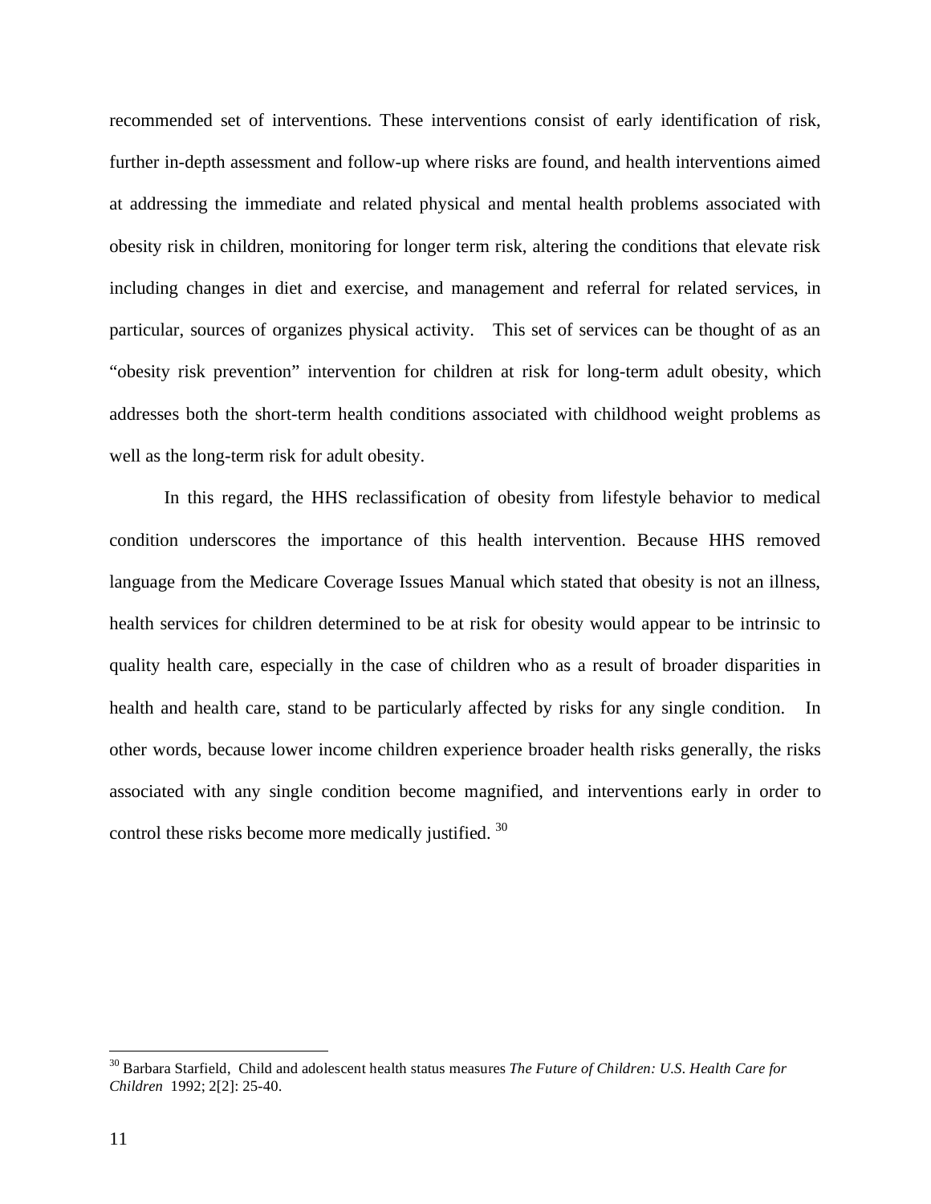recommended set of interventions. These interventions consist of early identification of risk, further in-depth assessment and follow-up where risks are found, and health interventions aimed at addressing the immediate and related physical and mental health problems associated with obesity risk in children, monitoring for longer term risk, altering the conditions that elevate risk including changes in diet and exercise, and management and referral for related services, in particular, sources of organizes physical activity. This set of services can be thought of as an "obesity risk prevention" intervention for children at risk for long-term adult obesity, which addresses both the short-term health conditions associated with childhood weight problems as well as the long-term risk for adult obesity.

In this regard, the HHS reclassification of obesity from lifestyle behavior to medical condition underscores the importance of this health intervention. Because HHS removed language from the Medicare Coverage Issues Manual which stated that obesity is not an illness, health services for children determined to be at risk for obesity would appear to be intrinsic to quality health care, especially in the case of children who as a result of broader disparities in health and health care, stand to be particularly affected by risks for any single condition. In other words, because lower income children experience broader health risks generally, the risks associated with any single condition become magnified, and interventions early in order to control these risks become more medically justified. [30]

---

[30] Barbara Starfield, Child and adolescent health status measures *The Future of Children: U.S. Health Care for Children* 1992; 2[2]: 25-40.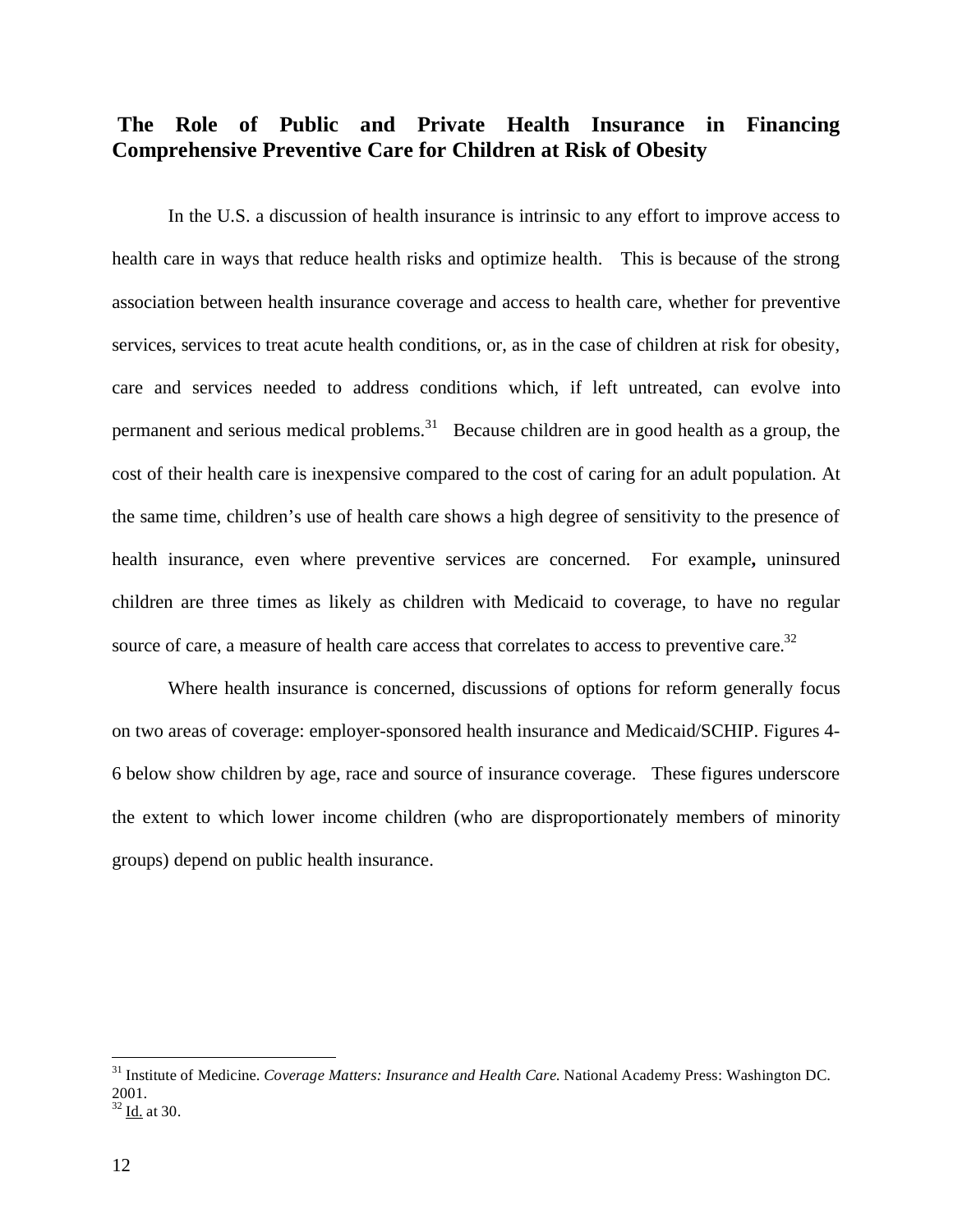## The Role of Public and Private Health Insurance in Financing Comprehensive Preventive Care for Children at Risk of Obesity

In the U.S. a discussion of health insurance is intrinsic to any effort to improve access to health care in ways that reduce health risks and optimize health. This is because of the strong association between health insurance coverage and access to health care, whether for preventive services, services to treat acute health conditions, or, as in the case of children at risk for obesity, care and services needed to address conditions which, if left untreated, can evolve into permanent and serious medical problems.[31] Because children are in good health as a group, the cost of their health care is inexpensive compared to the cost of caring for an adult population. At the same time, children's use of health care shows a high degree of sensitivity to the presence of health insurance, even where preventive services are concerned. For example**,** uninsured children are three times as likely as children with Medicaid to coverage, to have no regular source of care, a measure of health care access that correlates to access to preventive care.[32]

Where health insurance is concerned, discussions of options for reform generally focus on two areas of coverage: employer-sponsored health insurance and Medicaid/SCHIP. Figures 4-6 below show children by age, race and source of insurance coverage. These figures underscore the extent to which lower income children (who are disproportionately members of minority groups) depend on public health insurance.

---

[31] Institute of Medicine. *Coverage Matters: Insurance and Health Care.* National Academy Press: Washington DC. 2001.

[32] Id. at 30.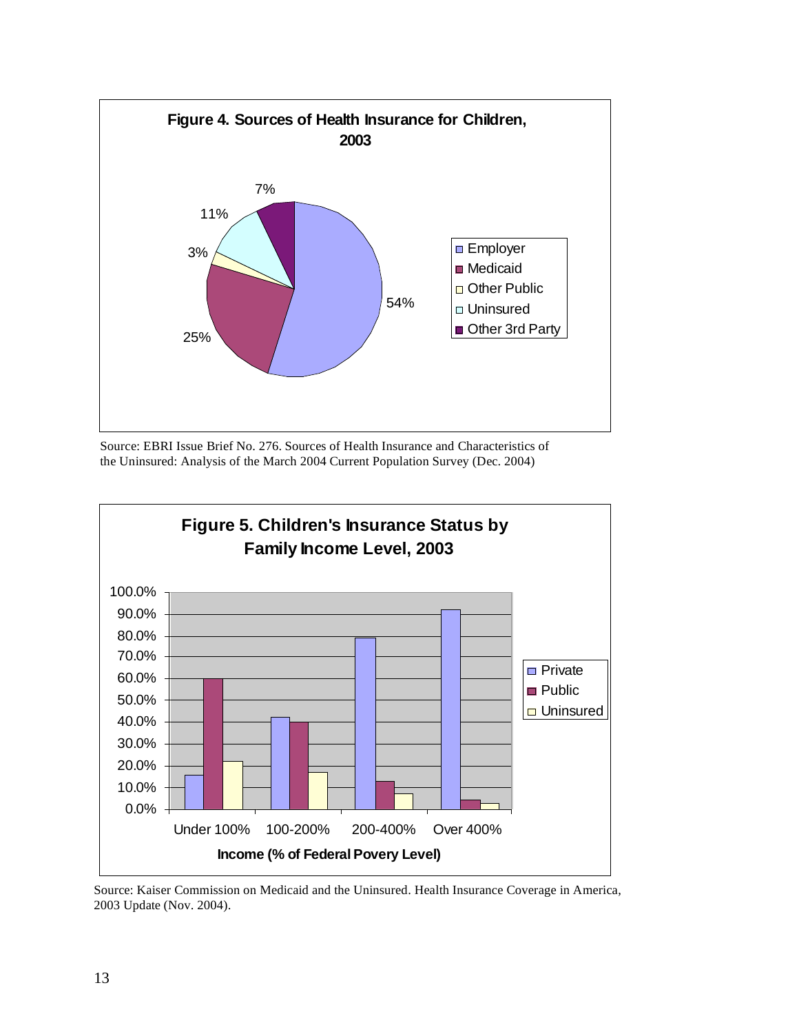**Figure 4. Sources of Health Insurance for Children, 2003**

| Source | Percent |
|---|---|
| Employer | 54% |
| Medicaid | 25% |
| Other Public | 3% |
| Uninsured | 11% |
| Other 3rd Party | 7% |

Source: EBRI Issue Brief No. 276. Sources of Health Insurance and Characteristics of the Uninsured: Analysis of the March 2004 Current Population Survey (Dec. 2004)

**Figure 5. Children's Insurance Status by Family Income Level, 2003**

Income (% of Federal Povery Level)

Source: Kaiser Commission on Medicaid and the Uninsured. Health Insurance Coverage in America, 2003 Update (Nov. 2004).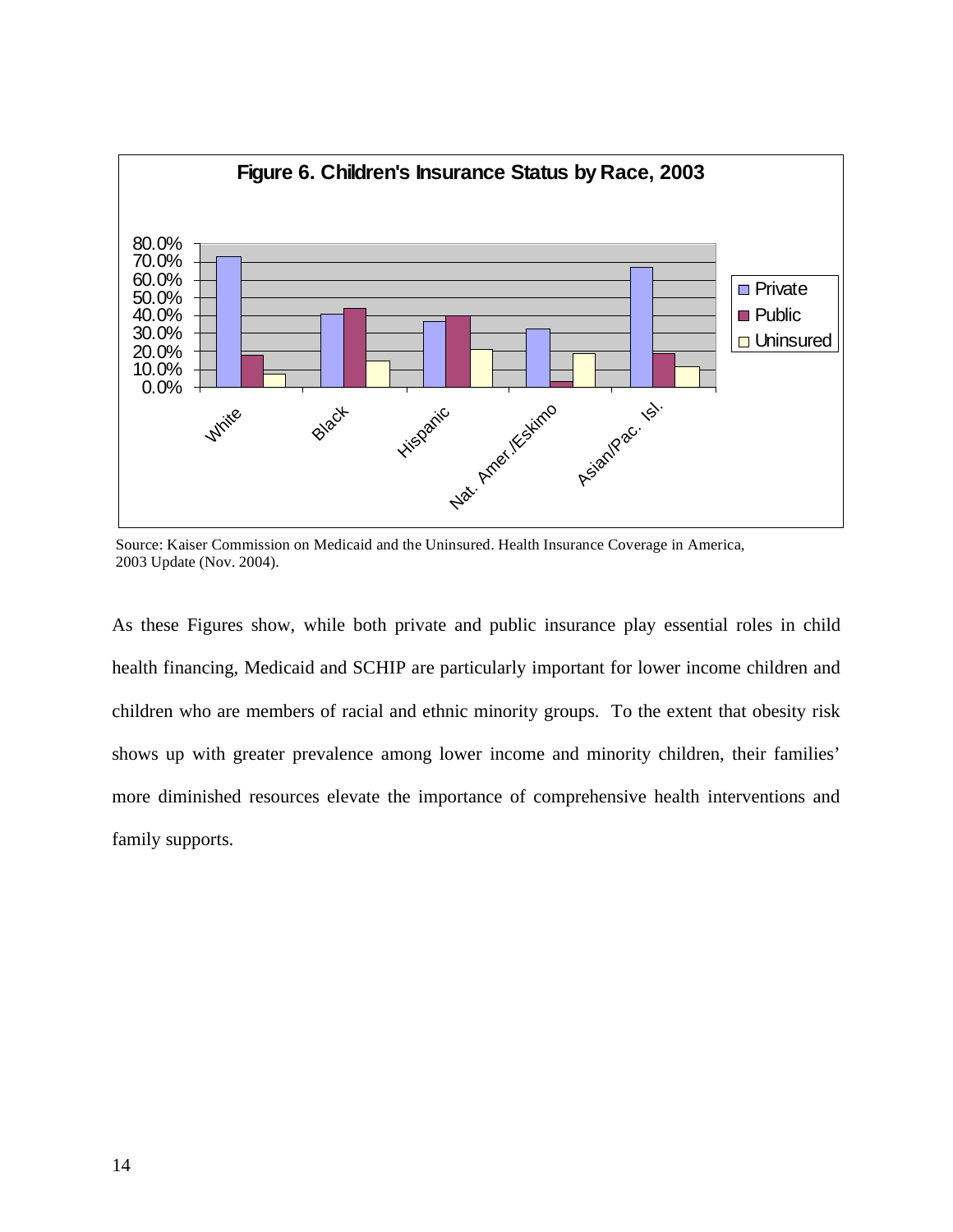**Figure 6. Children's Insurance Status by Race, 2003**

Source: Kaiser Commission on Medicaid and the Uninsured. Health Insurance Coverage in America, 2003 Update (Nov. 2004).

As these Figures show, while both private and public insurance play essential roles in child health financing, Medicaid and SCHIP are particularly important for lower income children and children who are members of racial and ethnic minority groups. To the extent that obesity risk shows up with greater prevalence among lower income and minority children, their families' more diminished resources elevate the importance of comprehensive health interventions and family supports.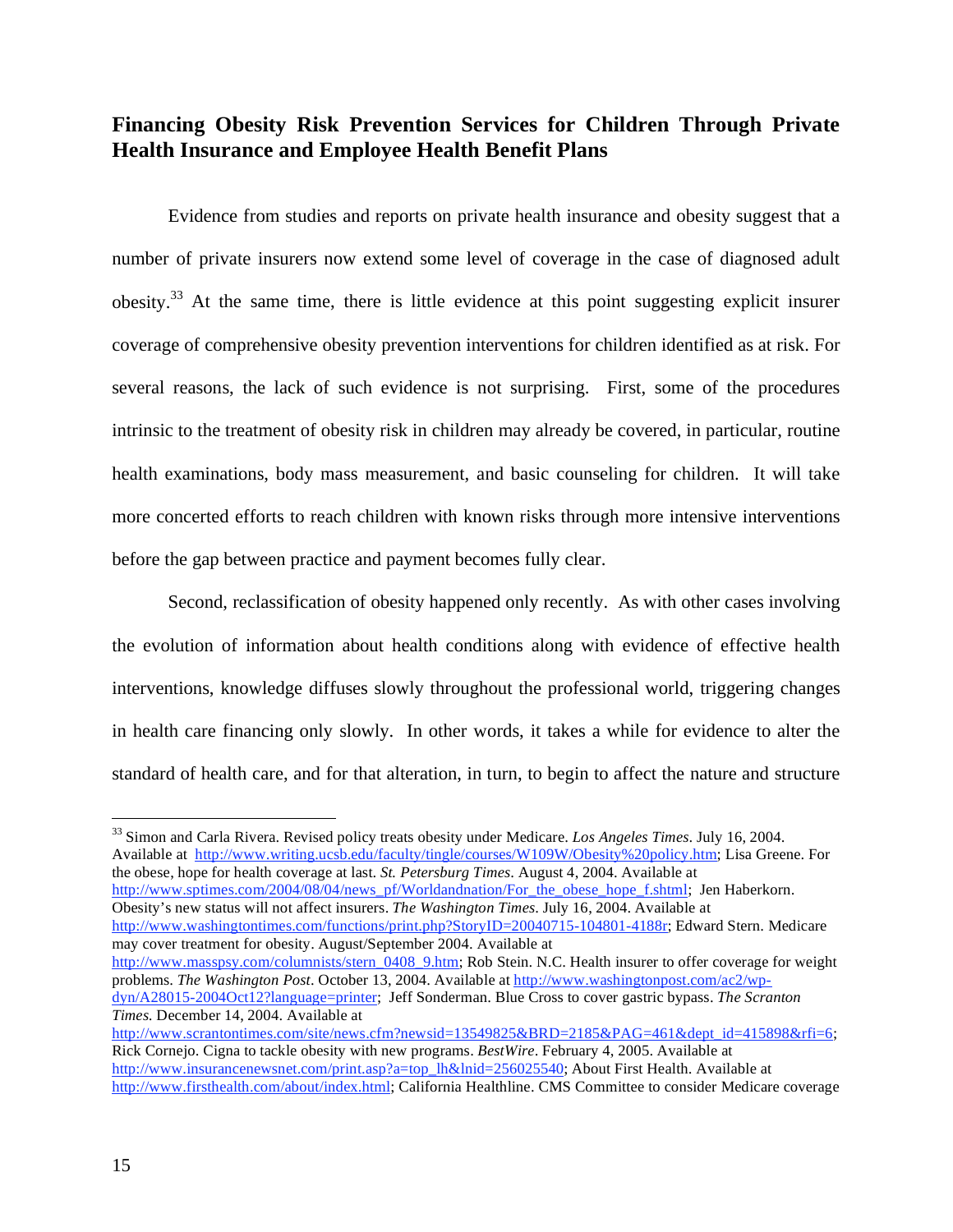## Financing Obesity Risk Prevention Services for Children Through Private Health Insurance and Employee Health Benefit Plans

Evidence from studies and reports on private health insurance and obesity suggest that a number of private insurers now extend some level of coverage in the case of diagnosed adult obesity.[33] At the same time, there is little evidence at this point suggesting explicit insurer coverage of comprehensive obesity prevention interventions for children identified as at risk. For several reasons, the lack of such evidence is not surprising. First, some of the procedures intrinsic to the treatment of obesity risk in children may already be covered, in particular, routine health examinations, body mass measurement, and basic counseling for children. It will take more concerted efforts to reach children with known risks through more intensive interventions before the gap between practice and payment becomes fully clear.

Second, reclassification of obesity happened only recently. As with other cases involving the evolution of information about health conditions along with evidence of effective health interventions, knowledge diffuses slowly throughout the professional world, triggering changes in health care financing only slowly. In other words, it takes a while for evidence to alter the standard of health care, and for that alteration, in turn, to begin to affect the nature and structure

---

[33] Simon and Carla Rivera. Revised policy treats obesity under Medicare. *Los Angeles Times*. July 16, 2004. Available at http://www.writing.ucsb.edu/faculty/tingle/courses/W109W/Obesity%20policy.htm; Lisa Greene. For the obese, hope for health coverage at last. *St. Petersburg Times*. August 4, 2004. Available at http://www.sptimes.com/2004/08/04/news_pf/Worldandnation/For_the_obese_hope_f.shtml; Jen Haberkorn. Obesity's new status will not affect insurers. *The Washington Times*. July 16, 2004. Available at http://www.washingtontimes.com/functions/print.php?StoryID=20040715-104801-4188r; Edward Stern. Medicare may cover treatment for obesity. August/September 2004. Available at http://www.masspsy.com/columnists/stern_0408_9.htm; Rob Stein. N.C. Health insurer to offer coverage for weight problems. *The Washington Post*. October 13, 2004. Available at http://www.washingtonpost.com/ac2/wp-dyn/A28015-2004Oct12?language=printer; Jeff Sonderman. Blue Cross to cover gastric bypass. *The Scranton Times*. December 14, 2004. Available at http://www.scrantontimes.com/site/news.cfm?newsid=13549825&BRD=2185&PAG=461&dept_id=415898&rfi=6; Rick Cornejo. Cigna to tackle obesity with new programs. *BestWire*. February 4, 2005. Available at http://www.insurancenewsnet.com/print.asp?a=top_lh&lnid=256025540; About First Health. Available at http://www.firsthealth.com/about/index.html; California Healthline. CMS Committee to consider Medicare coverage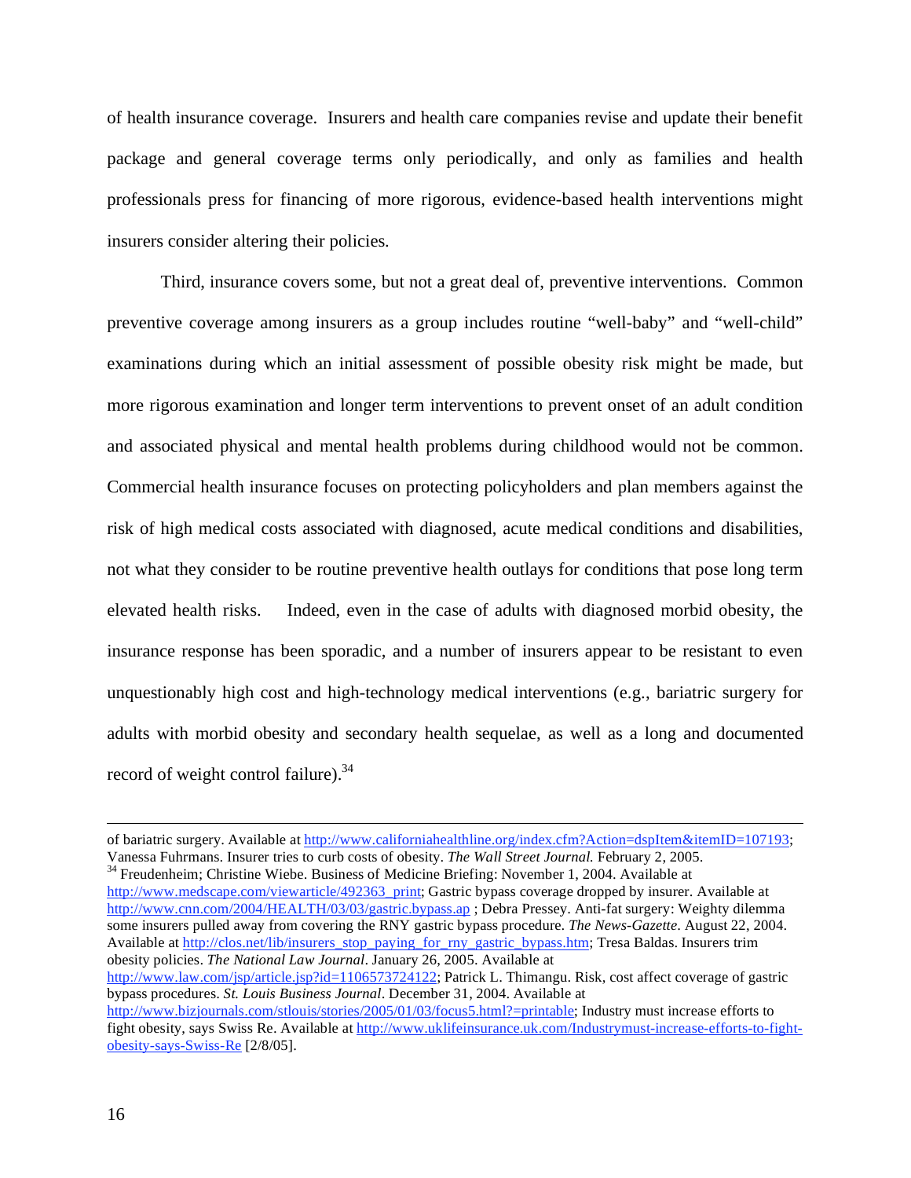of health insurance coverage. Insurers and health care companies revise and update their benefit package and general coverage terms only periodically, and only as families and health professionals press for financing of more rigorous, evidence-based health interventions might insurers consider altering their policies.

Third, insurance covers some, but not a great deal of, preventive interventions. Common preventive coverage among insurers as a group includes routine "well-baby" and "well-child" examinations during which an initial assessment of possible obesity risk might be made, but more rigorous examination and longer term interventions to prevent onset of an adult condition and associated physical and mental health problems during childhood would not be common. Commercial health insurance focuses on protecting policyholders and plan members against the risk of high medical costs associated with diagnosed, acute medical conditions and disabilities, not what they consider to be routine preventive health outlays for conditions that pose long term elevated health risks. Indeed, even in the case of adults with diagnosed morbid obesity, the insurance response has been sporadic, and a number of insurers appear to be resistant to even unquestionably high cost and high-technology medical interventions (e.g., bariatric surgery for adults with morbid obesity and secondary health sequelae, as well as a long and documented record of weight control failure).[34]

---

of bariatric surgery. Available at http://www.californiahealthline.org/index.cfm?Action=dspItem&itemID=107193; Vanessa Fuhrmans. Insurer tries to curb costs of obesity. *The Wall Street Journal.* February 2, 2005.

[34] Freudenheim; Christine Wiebe. Business of Medicine Briefing: November 1, 2004. Available at http://www.medscape.com/viewarticle/492363_print; Gastric bypass coverage dropped by insurer. Available at http://www.cnn.com/2004/HEALTH/03/03/gastric.bypass.ap ; Debra Pressey. Anti-fat surgery: Weighty dilemma some insurers pulled away from covering the RNY gastric bypass procedure. *The News-Gazette*. August 22, 2004. Available at http://clos.net/lib/insurers_stop_paying_for_rny_gastric_bypass.htm; Tresa Baldas. Insurers trim obesity policies. *The National Law Journal*. January 26, 2005. Available at http://www.law.com/jsp/article.jsp?id=1106573724122; Patrick L. Thimangu. Risk, cost affect coverage of gastric bypass procedures. *St. Louis Business Journal*. December 31, 2004. Available at http://www.bizjournals.com/stlouis/stories/2005/01/03/focus5.html?=printable; Industry must increase efforts to fight obesity, says Swiss Re. Available at http://www.uklifeinsurance.uk.com/Industrymust-increase-efforts-to-fight-obesity-says-Swiss-Re [2/8/05].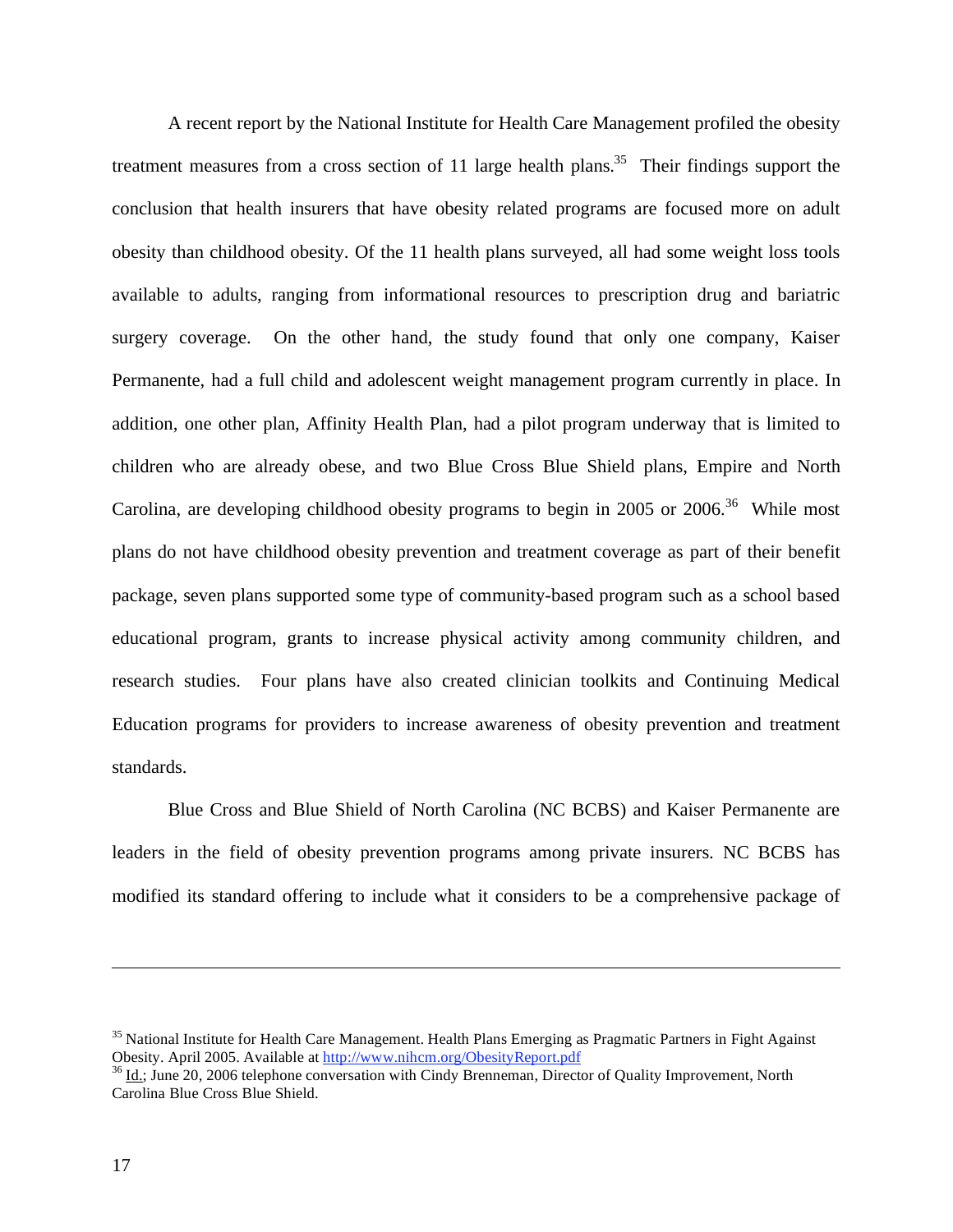A recent report by the National Institute for Health Care Management profiled the obesity treatment measures from a cross section of 11 large health plans.[35] Their findings support the conclusion that health insurers that have obesity related programs are focused more on adult obesity than childhood obesity. Of the 11 health plans surveyed, all had some weight loss tools available to adults, ranging from informational resources to prescription drug and bariatric surgery coverage. On the other hand, the study found that only one company, Kaiser Permanente, had a full child and adolescent weight management program currently in place. In addition, one other plan, Affinity Health Plan, had a pilot program underway that is limited to children who are already obese, and two Blue Cross Blue Shield plans, Empire and North Carolina, are developing childhood obesity programs to begin in 2005 or 2006.[36] While most plans do not have childhood obesity prevention and treatment coverage as part of their benefit package, seven plans supported some type of community-based program such as a school based educational program, grants to increase physical activity among community children, and research studies. Four plans have also created clinician toolkits and Continuing Medical Education programs for providers to increase awareness of obesity prevention and treatment standards.

Blue Cross and Blue Shield of North Carolina (NC BCBS) and Kaiser Permanente are leaders in the field of obesity prevention programs among private insurers. NC BCBS has modified its standard offering to include what it considers to be a comprehensive package of

---

[35] National Institute for Health Care Management. Health Plans Emerging as Pragmatic Partners in Fight Against Obesity. April 2005. Available at http://www.nihcm.org/ObesityReport.pdf

[36] Id.; June 20, 2006 telephone conversation with Cindy Brenneman, Director of Quality Improvement, North Carolina Blue Cross Blue Shield.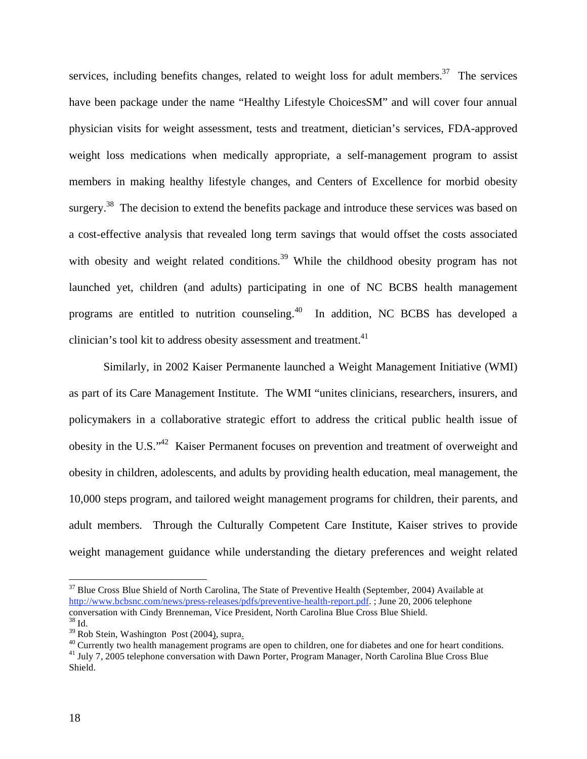services, including benefits changes, related to weight loss for adult members.[37] The services have been package under the name "Healthy Lifestyle ChoicesSM" and will cover four annual physician visits for weight assessment, tests and treatment, dietician's services, FDA-approved weight loss medications when medically appropriate, a self-management program to assist members in making healthy lifestyle changes, and Centers of Excellence for morbid obesity surgery.[38] The decision to extend the benefits package and introduce these services was based on a cost-effective analysis that revealed long term savings that would offset the costs associated with obesity and weight related conditions.[39] While the childhood obesity program has not launched yet, children (and adults) participating in one of NC BCBS health management programs are entitled to nutrition counseling.[40] In addition, NC BCBS has developed a clinician's tool kit to address obesity assessment and treatment.[41]

Similarly, in 2002 Kaiser Permanente launched a Weight Management Initiative (WMI) as part of its Care Management Institute. The WMI "unites clinicians, researchers, insurers, and policymakers in a collaborative strategic effort to address the critical public health issue of obesity in the U.S."[42] Kaiser Permanent focuses on prevention and treatment of overweight and obesity in children, adolescents, and adults by providing health education, meal management, the 10,000 steps program, and tailored weight management programs for children, their parents, and adult members. Through the Culturally Competent Care Institute, Kaiser strives to provide weight management guidance while understanding the dietary preferences and weight related

---

[37] Blue Cross Blue Shield of North Carolina, The State of Preventive Health (September, 2004) Available at http://www.bcbsnc.com/news/press-releases/pdfs/preventive-health-report.pdf. ; June 20, 2006 telephone conversation with Cindy Brenneman, Vice President, North Carolina Blue Cross Blue Shield.

[38] Id.

[39] Rob Stein, Washington Post (2004), supra.

[40] Currently two health management programs are open to children, one for diabetes and one for heart conditions.

[41] July 7, 2005 telephone conversation with Dawn Porter, Program Manager, North Carolina Blue Cross Blue Shield.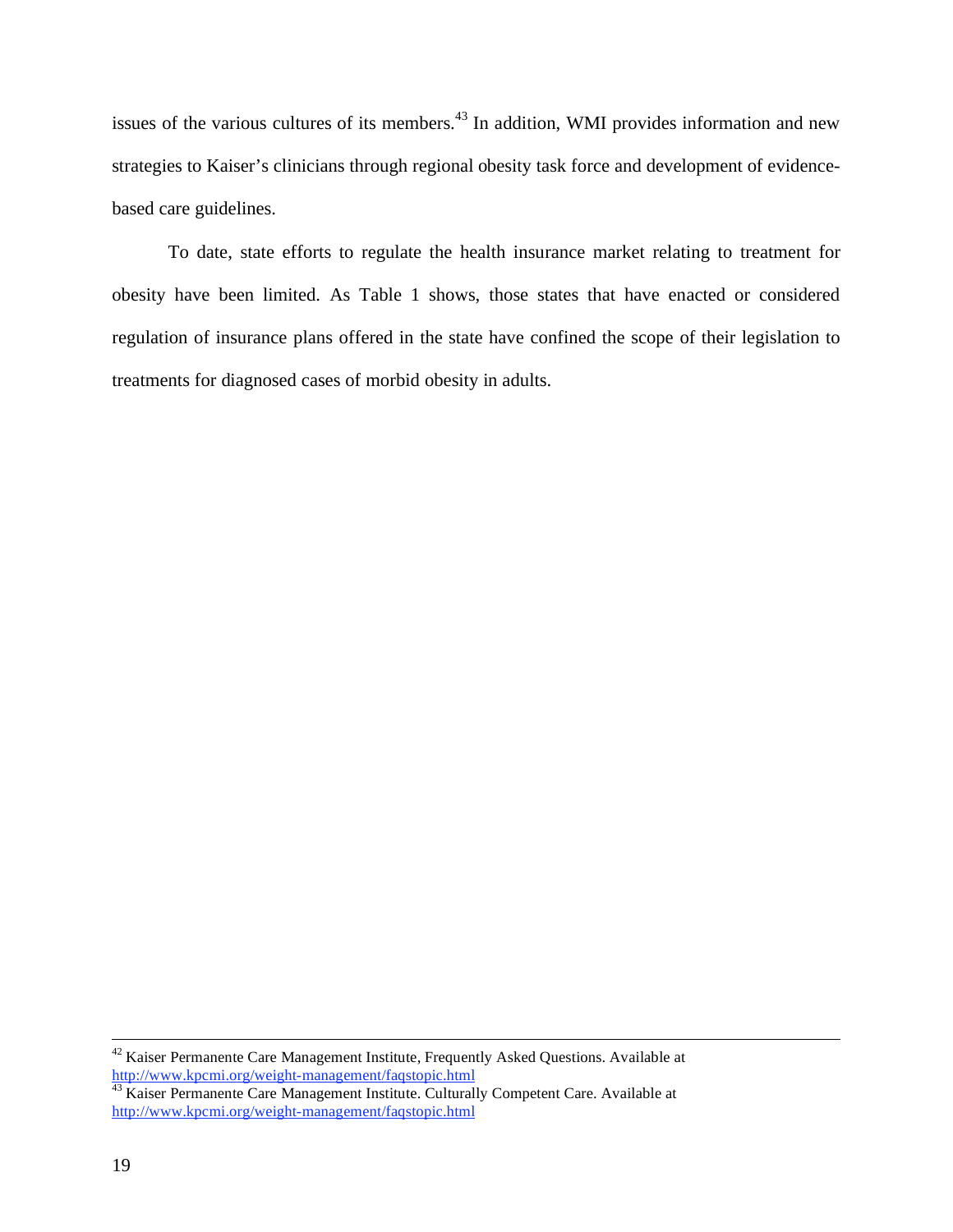issues of the various cultures of its members.[43] In addition, WMI provides information and new strategies to Kaiser's clinicians through regional obesity task force and development of evidence-based care guidelines.

To date, state efforts to regulate the health insurance market relating to treatment for obesity have been limited. As Table 1 shows, those states that have enacted or considered regulation of insurance plans offered in the state have confined the scope of their legislation to treatments for diagnosed cases of morbid obesity in adults.

---

[42] Kaiser Permanente Care Management Institute, Frequently Asked Questions. Available at http://www.kpcmi.org/weight-management/faqstopic.html

[43] Kaiser Permanente Care Management Institute. Culturally Competent Care. Available at http://www.kpcmi.org/weight-management/faqstopic.html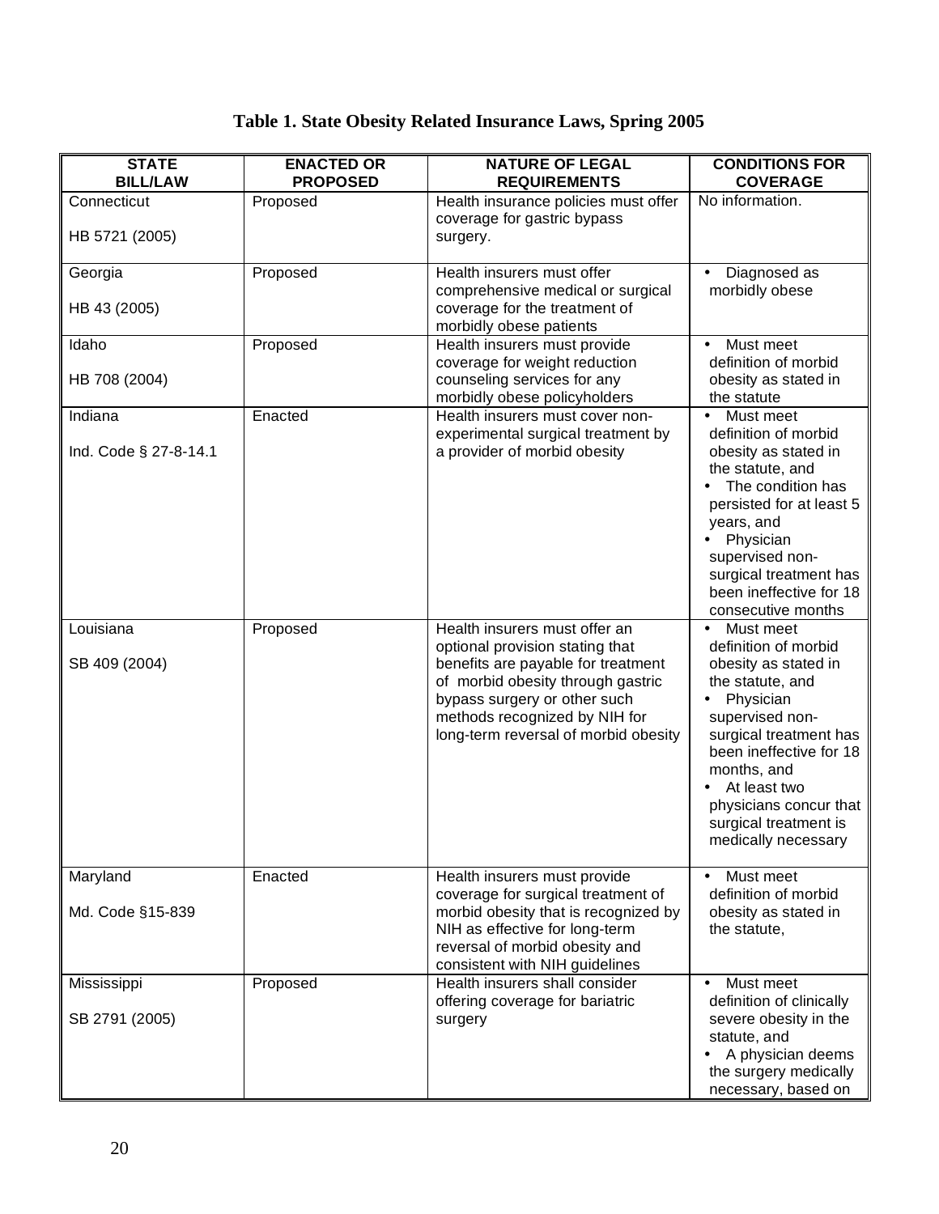**Table 1. State Obesity Related Insurance Laws, Spring 2005**

| STATE BILL/LAW | ENACTED OR PROPOSED | NATURE OF LEGAL REQUIREMENTS | CONDITIONS FOR COVERAGE |
|---|---|---|---|
| Connecticut<br><br>HB 5721 (2005) | Proposed | Health insurance policies must offer coverage for gastric bypass surgery. | No information. |
| Georgia<br><br>HB 43 (2005) | Proposed | Health insurers must offer comprehensive medical or surgical coverage for the treatment of morbidly obese patients | • Diagnosed as morbidly obese |
| Idaho<br><br>HB 708 (2004) | Proposed | Health insurers must provide coverage for weight reduction counseling services for any morbidly obese policyholders | • Must meet definition of morbid obesity as stated in the statute |
| Indiana<br><br>Ind. Code § 27-8-14.1 | Enacted | Health insurers must cover non-experimental surgical treatment by a provider of morbid obesity | • Must meet definition of morbid obesity as stated in the statute, and<br>• The condition has persisted for at least 5 years, and<br>• Physician supervised non-surgical treatment has been ineffective for 18 consecutive months |
| Louisiana<br><br>SB 409 (2004) | Proposed | Health insurers must offer an optional provision stating that benefits are payable for treatment of morbid obesity through gastric bypass surgery or other such methods recognized by NIH for long-term reversal of morbid obesity | • Must meet definition of morbid obesity as stated in the statute, and<br>• Physician supervised non-surgical treatment has been ineffective for 18 months, and<br>• At least two physicians concur that surgical treatment is medically necessary |
| Maryland<br><br>Md. Code §15-839 | Enacted | Health insurers must provide coverage for surgical treatment of morbid obesity that is recognized by NIH as effective for long-term reversal of morbid obesity and consistent with NIH guidelines | • Must meet definition of morbid obesity as stated in the statute, |
| Mississippi<br><br>SB 2791 (2005) | Proposed | Health insurers shall consider offering coverage for bariatric surgery | • Must meet definition of clinically severe obesity in the statute, and<br>• A physician deems the surgery medically necessary, based on |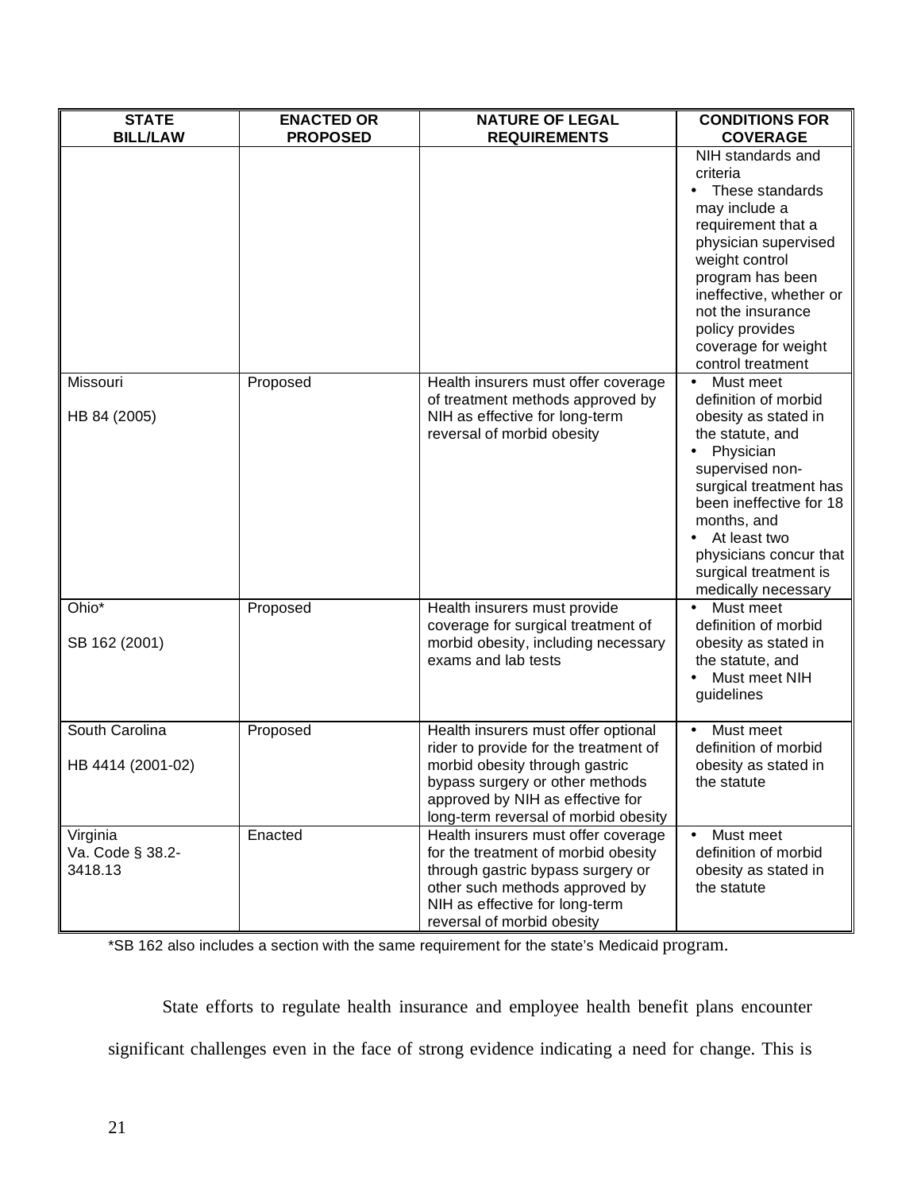| STATE BILL/LAW | ENACTED OR PROPOSED | NATURE OF LEGAL REQUIREMENTS | CONDITIONS FOR COVERAGE |
|---|---|---|---|
| | | | NIH standards and criteria<br>• These standards may include a requirement that a physician supervised weight control program has been ineffective, whether or not the insurance policy provides coverage for weight control treatment |
| Missouri<br><br>HB 84 (2005) | Proposed | Health insurers must offer coverage of treatment methods approved by NIH as effective for long-term reversal of morbid obesity | • Must meet definition of morbid obesity as stated in the statute, and<br>• Physician supervised non-surgical treatment has been ineffective for 18 months, and<br>• At least two physicians concur that surgical treatment is medically necessary |
| Ohio*<br><br>SB 162 (2001) | Proposed | Health insurers must provide coverage for surgical treatment of morbid obesity, including necessary exams and lab tests | • Must meet definition of morbid obesity as stated in the statute, and<br>• Must meet NIH guidelines |
| South Carolina<br><br>HB 4414 (2001-02) | Proposed | Health insurers must offer optional rider to provide for the treatment of morbid obesity through gastric bypass surgery or other methods approved by NIH as effective for long-term reversal of morbid obesity | • Must meet definition of morbid obesity as stated in the statute |
| Virginia<br>Va. Code § 38.2-3418.13 | Enacted | Health insurers must offer coverage for the treatment of morbid obesity through gastric bypass surgery or other such methods approved by NIH as effective for long-term reversal of morbid obesity | • Must meet definition of morbid obesity as stated in the statute |

*SB 162 also includes a section with the same requirement for the state's Medicaid program.

State efforts to regulate health insurance and employee health benefit plans encounter significant challenges even in the face of strong evidence indicating a need for change. This is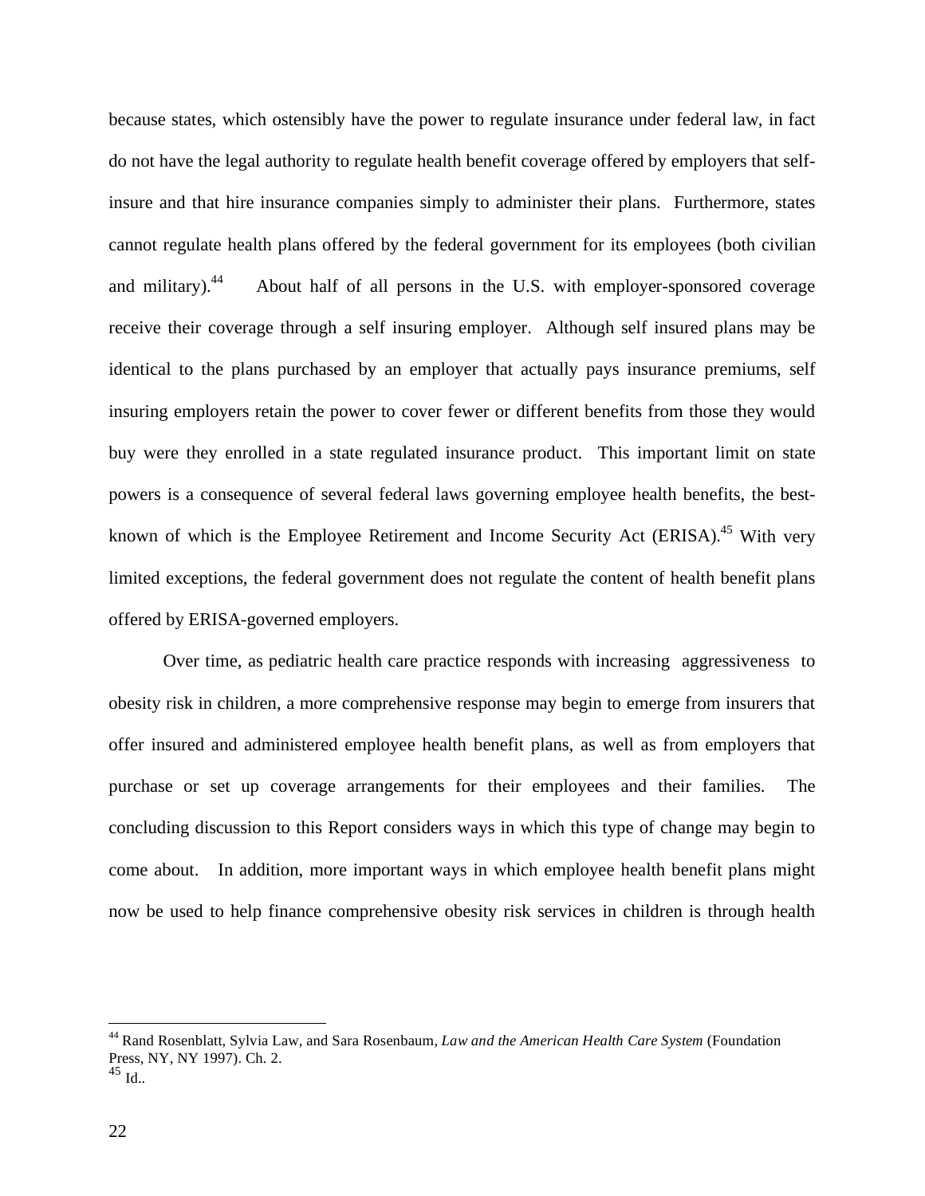because states, which ostensibly have the power to regulate insurance under federal law, in fact do not have the legal authority to regulate health benefit coverage offered by employers that self-insure and that hire insurance companies simply to administer their plans. Furthermore, states cannot regulate health plans offered by the federal government for its employees (both civilian and military).[44] About half of all persons in the U.S. with employer-sponsored coverage receive their coverage through a self insuring employer. Although self insured plans may be identical to the plans purchased by an employer that actually pays insurance premiums, self insuring employers retain the power to cover fewer or different benefits from those they would buy were they enrolled in a state regulated insurance product. This important limit on state powers is a consequence of several federal laws governing employee health benefits, the best-known of which is the Employee Retirement and Income Security Act (ERISA).[45] With very limited exceptions, the federal government does not regulate the content of health benefit plans offered by ERISA-governed employers.

Over time, as pediatric health care practice responds with increasing aggressiveness to obesity risk in children, a more comprehensive response may begin to emerge from insurers that offer insured and administered employee health benefit plans, as well as from employers that purchase or set up coverage arrangements for their employees and their families. The concluding discussion to this Report considers ways in which this type of change may begin to come about. In addition, more important ways in which employee health benefit plans might now be used to help finance comprehensive obesity risk services in children is through health

---

[44] Rand Rosenblatt, Sylvia Law, and Sara Rosenbaum, *Law and the American Health Care System* (Foundation Press, NY, NY 1997). Ch. 2.

[45] Id..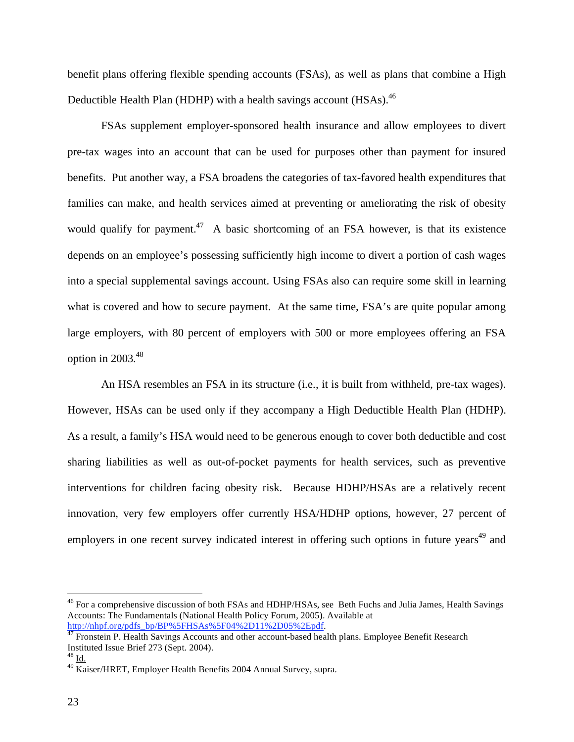benefit plans offering flexible spending accounts (FSAs), as well as plans that combine a High Deductible Health Plan (HDHP) with a health savings account (HSAs).[46]

FSAs supplement employer-sponsored health insurance and allow employees to divert pre-tax wages into an account that can be used for purposes other than payment for insured benefits. Put another way, a FSA broadens the categories of tax-favored health expenditures that families can make, and health services aimed at preventing or ameliorating the risk of obesity would qualify for payment.[47] A basic shortcoming of an FSA however, is that its existence depends on an employee's possessing sufficiently high income to divert a portion of cash wages into a special supplemental savings account. Using FSAs also can require some skill in learning what is covered and how to secure payment. At the same time, FSA's are quite popular among large employers, with 80 percent of employers with 500 or more employees offering an FSA option in 2003.[48]

An HSA resembles an FSA in its structure (i.e., it is built from withheld, pre-tax wages). However, HSAs can be used only if they accompany a High Deductible Health Plan (HDHP). As a result, a family's HSA would need to be generous enough to cover both deductible and cost sharing liabilities as well as out-of-pocket payments for health services, such as preventive interventions for children facing obesity risk. Because HDHP/HSAs are a relatively recent innovation, very few employers offer currently HSA/HDHP options, however, 27 percent of employers in one recent survey indicated interest in offering such options in future years[49] and

---

[46] For a comprehensive discussion of both FSAs and HDHP/HSAs, see Beth Fuchs and Julia James, Health Savings Accounts: The Fundamentals (National Health Policy Forum, 2005). Available at http://nhpf.org/pdfs_bp/BP%5FHSAs%5F04%2D11%2D05%2Epdf.

[47] Fronstein P. Health Savings Accounts and other account-based health plans. Employee Benefit Research Instituted Issue Brief 273 (Sept. 2004).

[48] Id.

[49] Kaiser/HRET, Employer Health Benefits 2004 Annual Survey, supra.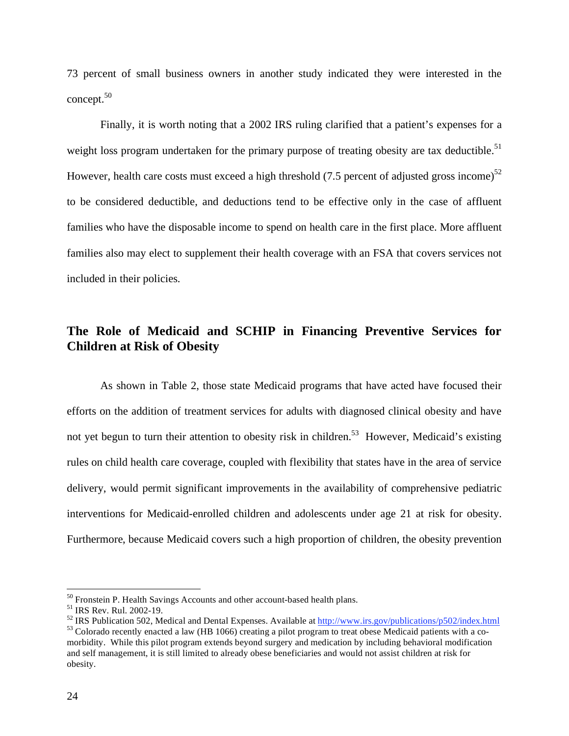73 percent of small business owners in another study indicated they were interested in the concept.[50]

Finally, it is worth noting that a 2002 IRS ruling clarified that a patient's expenses for a weight loss program undertaken for the primary purpose of treating obesity are tax deductible.[51] However, health care costs must exceed a high threshold (7.5 percent of adjusted gross income)[52] to be considered deductible, and deductions tend to be effective only in the case of affluent families who have the disposable income to spend on health care in the first place. More affluent families also may elect to supplement their health coverage with an FSA that covers services not included in their policies.

## The Role of Medicaid and SCHIP in Financing Preventive Services for Children at Risk of Obesity

As shown in Table 2, those state Medicaid programs that have acted have focused their efforts on the addition of treatment services for adults with diagnosed clinical obesity and have not yet begun to turn their attention to obesity risk in children.[53] However, Medicaid's existing rules on child health care coverage, coupled with flexibility that states have in the area of service delivery, would permit significant improvements in the availability of comprehensive pediatric interventions for Medicaid-enrolled children and adolescents under age 21 at risk for obesity. Furthermore, because Medicaid covers such a high proportion of children, the obesity prevention

---

[50] Fronstein P. Health Savings Accounts and other account-based health plans.

[51] IRS Rev. Rul. 2002-19.

[52] IRS Publication 502, Medical and Dental Expenses. Available at http://www.irs.gov/publications/p502/index.html

[53] Colorado recently enacted a law (HB 1066) creating a pilot program to treat obese Medicaid patients with a co-morbidity. While this pilot program extends beyond surgery and medication by including behavioral modification and self management, it is still limited to already obese beneficiaries and would not assist children at risk for obesity.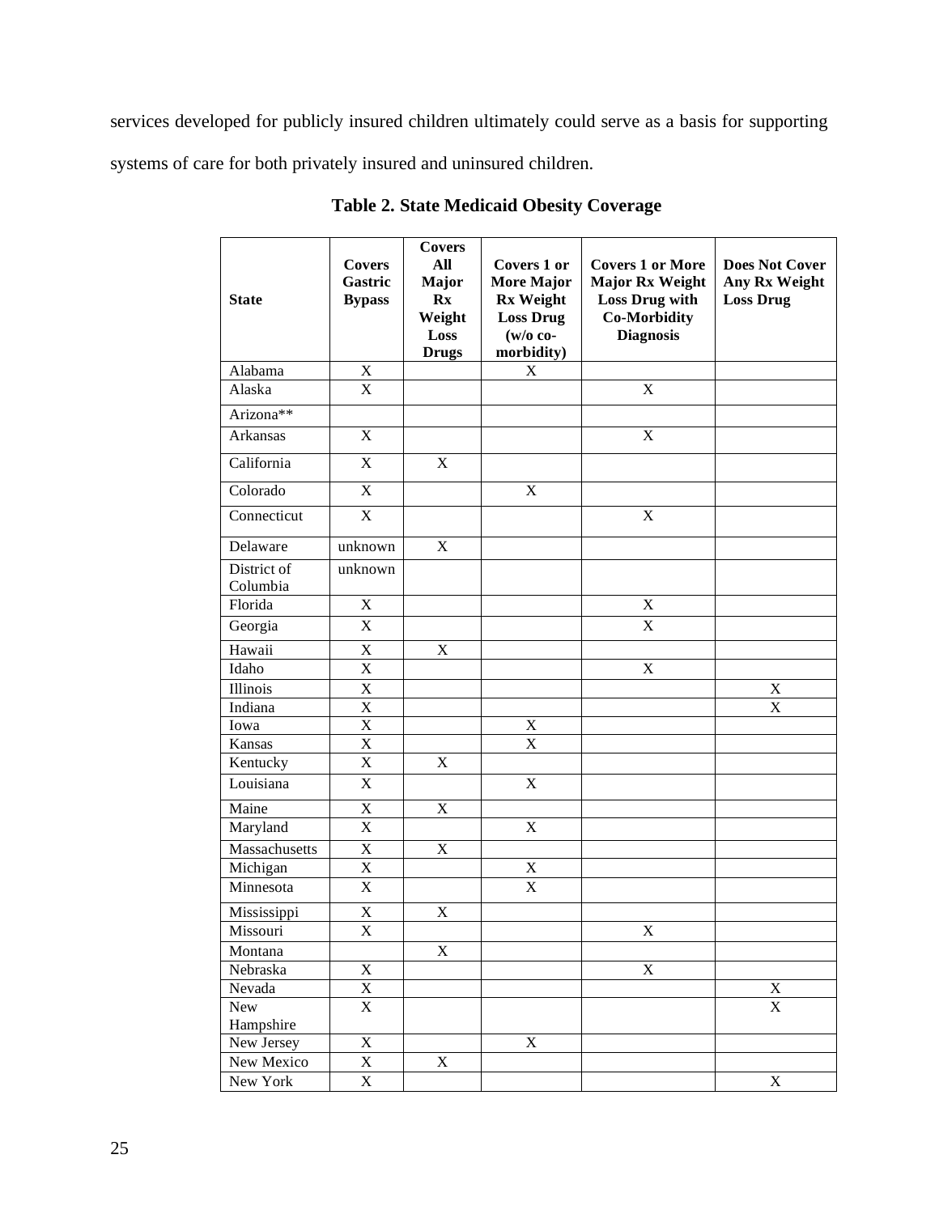services developed for publicly insured children ultimately could serve as a basis for supporting systems of care for both privately insured and uninsured children.

**Table 2. State Medicaid Obesity Coverage**

| State | Covers Gastric Bypass | Covers All Major Rx Weight Loss Drugs | Covers 1 or More Major Rx Weight Loss Drug (w/o co-morbidity) | Covers 1 or More Major Rx Weight Loss Drug with Co-Morbidity Diagnosis | Does Not Cover Any Rx Weight Loss Drug |
|---|---|---|---|---|---|
| Alabama | X | | X | | |
| Alaska | X | | | X | |
| Arizona** | | | | | |
| Arkansas | X | | | X | |
| California | X | X | | | |
| Colorado | X | | X | | |
| Connecticut | X | | | X | |
| Delaware | unknown | X | | | |
| District of Columbia | unknown | | | | |
| Florida | X | | | X | |
| Georgia | X | | | X | |
| Hawaii | X | X | | | |
| Idaho | X | | | X | |
| Illinois | X | | | | X |
| Indiana | X | | | | X |
| Iowa | X | | X | | |
| Kansas | X | | X | | |
| Kentucky | X | X | | | |
| Louisiana | X | | X | | |
| Maine | X | X | | | |
| Maryland | X | | X | | |
| Massachusetts | X | X | | | |
| Michigan | X | | X | | |
| Minnesota | X | | X | | |
| Mississippi | X | X | | | |
| Missouri | X | | | X | |
| Montana | | X | | | |
| Nebraska | X | | | X | |
| Nevada | X | | | | X |
| New Hampshire | X | | | | X |
| New Jersey | X | | X | | |
| New Mexico | X | X | | | |
| New York | X | | | | X |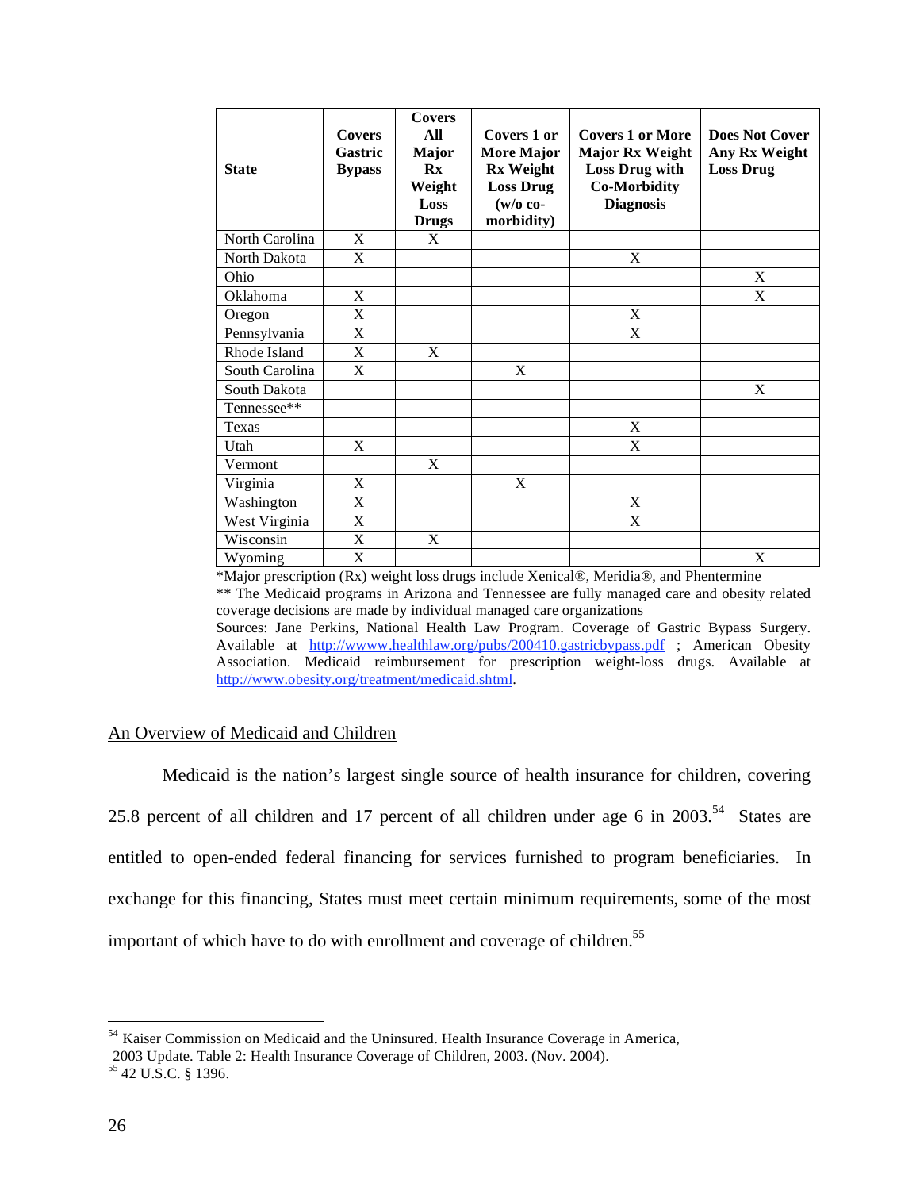| State | Covers Gastric Bypass | Covers All Major Rx Weight Loss Drugs | Covers 1 or More Major Rx Weight Loss Drug (w/o co-morbidity) | Covers 1 or More Major Rx Weight Loss Drug with Co-Morbidity Diagnosis | Does Not Cover Any Rx Weight Loss Drug |
|---|---|---|---|---|---|
| North Carolina | X | X | | | |
| North Dakota | X | | | X | |
| Ohio | | | | | X |
| Oklahoma | X | | | | X |
| Oregon | X | | | X | |
| Pennsylvania | X | | | X | |
| Rhode Island | X | X | | | |
| South Carolina | X | | X | | |
| South Dakota | | | | | X |
| Tennessee** | | | | | |
| Texas | | | | X | |
| Utah | X | | | X | |
| Vermont | | X | | | |
| Virginia | X | | X | | |
| Washington | X | | | X | |
| West Virginia | X | | | X | |
| Wisconsin | X | X | | | |
| Wyoming | X | | | | X |

*Major prescription (Rx) weight loss drugs include Xenical®, Meridia®, and Phentermine

** The Medicaid programs in Arizona and Tennessee are fully managed care and obesity related coverage decisions are made by individual managed care organizations

Sources: Jane Perkins, National Health Law Program. Coverage of Gastric Bypass Surgery. Available at http://wwww.healthlaw.org/pubs/200410.gastricbypass.pdf ; American Obesity Association. Medicaid reimbursement for prescription weight-loss drugs. Available at http://www.obesity.org/treatment/medicaid.shtml.

## An Overview of Medicaid and Children

Medicaid is the nation's largest single source of health insurance for children, covering 25.8 percent of all children and 17 percent of all children under age 6 in 2003.[54] States are entitled to open-ended federal financing for services furnished to program beneficiaries. In exchange for this financing, States must meet certain minimum requirements, some of the most important of which have to do with enrollment and coverage of children.[55]

---

[54] Kaiser Commission on Medicaid and the Uninsured. Health Insurance Coverage in America, 2003 Update. Table 2: Health Insurance Coverage of Children, 2003. (Nov. 2004).

[55] 42 U.S.C. § 1396.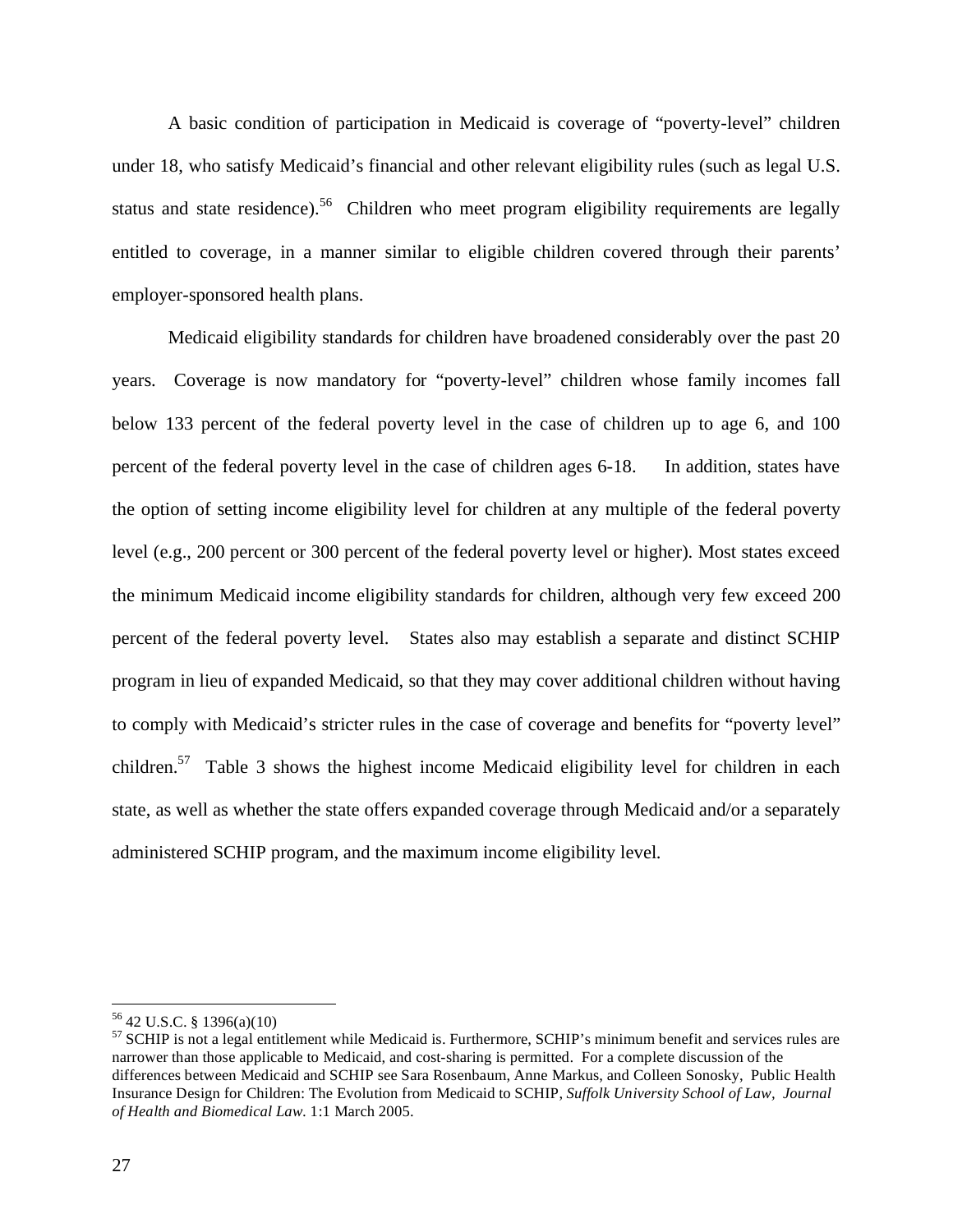A basic condition of participation in Medicaid is coverage of "poverty-level" children under 18, who satisfy Medicaid's financial and other relevant eligibility rules (such as legal U.S. status and state residence).[56] Children who meet program eligibility requirements are legally entitled to coverage, in a manner similar to eligible children covered through their parents' employer-sponsored health plans.

Medicaid eligibility standards for children have broadened considerably over the past 20 years. Coverage is now mandatory for "poverty-level" children whose family incomes fall below 133 percent of the federal poverty level in the case of children up to age 6, and 100 percent of the federal poverty level in the case of children ages 6-18. In addition, states have the option of setting income eligibility level for children at any multiple of the federal poverty level (e.g., 200 percent or 300 percent of the federal poverty level or higher). Most states exceed the minimum Medicaid income eligibility standards for children, although very few exceed 200 percent of the federal poverty level. States also may establish a separate and distinct SCHIP program in lieu of expanded Medicaid, so that they may cover additional children without having to comply with Medicaid's stricter rules in the case of coverage and benefits for "poverty level" children.[57] Table 3 shows the highest income Medicaid eligibility level for children in each state, as well as whether the state offers expanded coverage through Medicaid and/or a separately administered SCHIP program, and the maximum income eligibility level.

---

[56] 42 U.S.C. § 1396(a)(10)

[57] SCHIP is not a legal entitlement while Medicaid is. Furthermore, SCHIP's minimum benefit and services rules are narrower than those applicable to Medicaid, and cost-sharing is permitted. For a complete discussion of the differences between Medicaid and SCHIP see Sara Rosenbaum, Anne Markus, and Colleen Sonosky, Public Health Insurance Design for Children: The Evolution from Medicaid to SCHIP, *Suffolk University School of Law, Journal of Health and Biomedical Law.* 1:1 March 2005.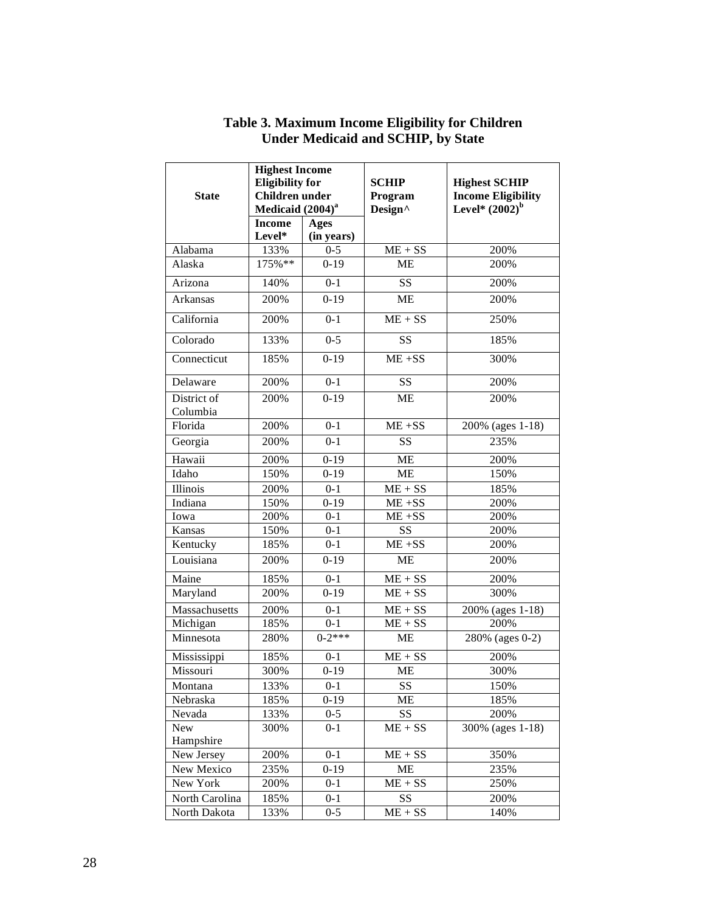**Table 3. Maximum Income Eligibility for Children Under Medicaid and SCHIP, by State**

| State | Highest Income Eligibility for Children under Medicaid (2004)[a] | | SCHIP Program Design^ | Highest SCHIP Income Eligibility Level* (2002)[b] |
|---|---|---|---|---|
| | Income Level* | Ages (in years) | | |
| Alabama | 133% | 0-5 | ME + SS | 200% |
| Alaska | 175%** | 0-19 | ME | 200% |
| Arizona | 140% | 0-1 | SS | 200% |
| Arkansas | 200% | 0-19 | ME | 200% |
| California | 200% | 0-1 | ME + SS | 250% |
| Colorado | 133% | 0-5 | SS | 185% |
| Connecticut | 185% | 0-19 | ME +SS | 300% |
| Delaware | 200% | 0-1 | SS | 200% |
| District of Columbia | 200% | 0-19 | ME | 200% |
| Florida | 200% | 0-1 | ME +SS | 200% (ages 1-18) |
| Georgia | 200% | 0-1 | SS | 235% |
| Hawaii | 200% | 0-19 | ME | 200% |
| Idaho | 150% | 0-19 | ME | 150% |
| Illinois | 200% | 0-1 | ME + SS | 185% |
| Indiana | 150% | 0-19 | ME +SS | 200% |
| Iowa | 200% | 0-1 | ME +SS | 200% |
| Kansas | 150% | 0-1 | SS | 200% |
| Kentucky | 185% | 0-1 | ME +SS | 200% |
| Louisiana | 200% | 0-19 | ME | 200% |
| Maine | 185% | 0-1 | ME + SS | 200% |
| Maryland | 200% | 0-19 | ME + SS | 300% |
| Massachusetts | 200% | 0-1 | ME + SS | 200% (ages 1-18) |
| Michigan | 185% | 0-1 | ME + SS | 200% |
| Minnesota | 280% | 0-2*** | ME | 280% (ages 0-2) |
| Mississippi | 185% | 0-1 | ME + SS | 200% |
| Missouri | 300% | 0-19 | ME | 300% |
| Montana | 133% | 0-1 | SS | 150% |
| Nebraska | 185% | 0-19 | ME | 185% |
| Nevada | 133% | 0-5 | SS | 200% |
| New Hampshire | 300% | 0-1 | ME + SS | 300% (ages 1-18) |
| New Jersey | 200% | 0-1 | ME + SS | 350% |
| New Mexico | 235% | 0-19 | ME | 235% |
| New York | 200% | 0-1 | ME + SS | 250% |
| North Carolina | 185% | 0-1 | SS | 200% |
| North Dakota | 133% | 0-5 | ME + SS | 140% |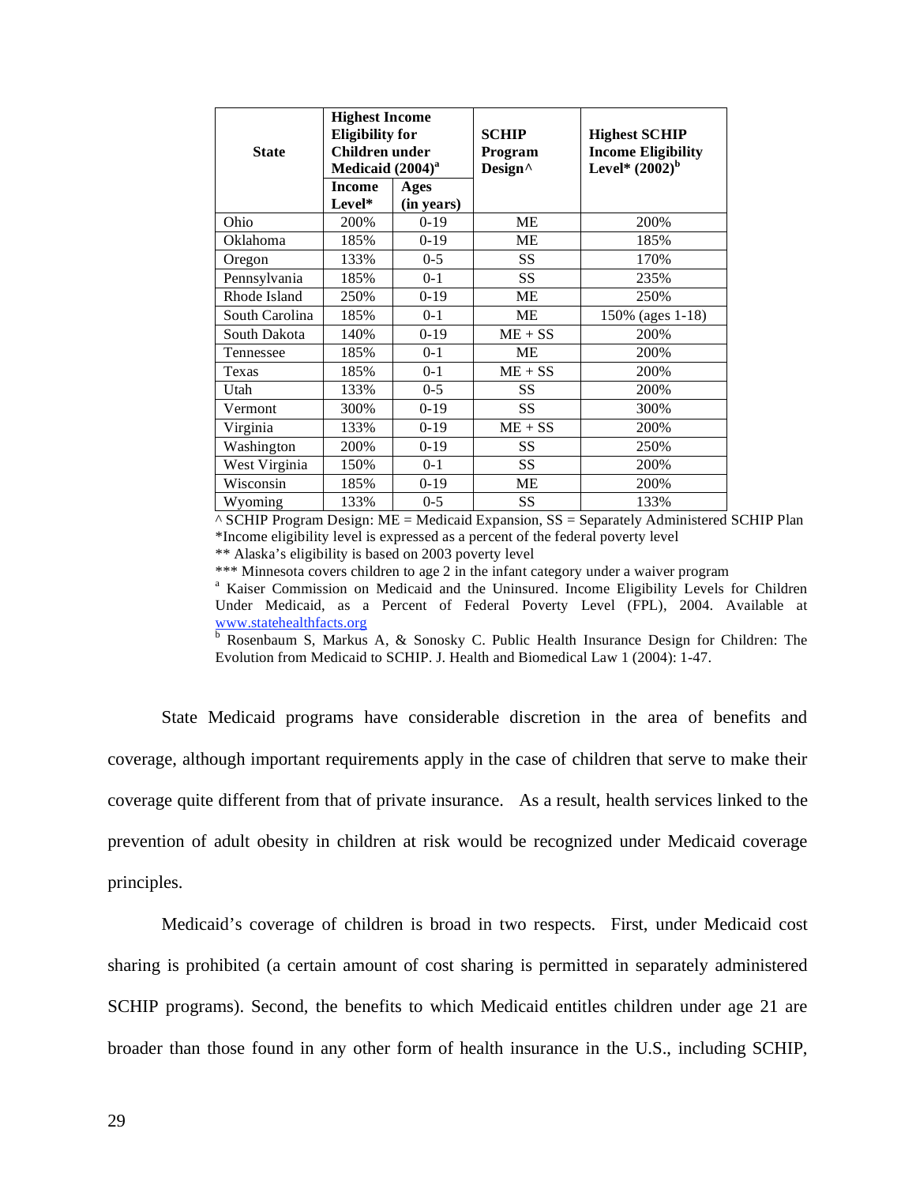| State | Highest Income Eligibility for Children under Medicaid (2004)[a] | | SCHIP Program Design^ | Highest SCHIP Income Eligibility Level* (2002)[b] |
|---|---|---|---|---|
| | Income Level* | Ages (in years) | | |
| Ohio | 200% | 0-19 | ME | 200% |
| Oklahoma | 185% | 0-19 | ME | 185% |
| Oregon | 133% | 0-5 | SS | 170% |
| Pennsylvania | 185% | 0-1 | SS | 235% |
| Rhode Island | 250% | 0-19 | ME | 250% |
| South Carolina | 185% | 0-1 | ME | 150% (ages 1-18) |
| South Dakota | 140% | 0-19 | ME + SS | 200% |
| Tennessee | 185% | 0-1 | ME | 200% |
| Texas | 185% | 0-1 | ME + SS | 200% |
| Utah | 133% | 0-5 | SS | 200% |
| Vermont | 300% | 0-19 | SS | 300% |
| Virginia | 133% | 0-19 | ME + SS | 200% |
| Washington | 200% | 0-19 | SS | 250% |
| West Virginia | 150% | 0-1 | SS | 200% |
| Wisconsin | 185% | 0-19 | ME | 200% |
| Wyoming | 133% | 0-5 | SS | 133% |

^ SCHIP Program Design: ME = Medicaid Expansion, SS = Separately Administered SCHIP Plan
*Income eligibility level is expressed as a percent of the federal poverty level
** Alaska's eligibility is based on 2003 poverty level
*** Minnesota covers children to age 2 in the infant category under a waiver program
[a] Kaiser Commission on Medicaid and the Uninsured. Income Eligibility Levels for Children Under Medicaid, as a Percent of Federal Poverty Level (FPL), 2004. Available at www.statehealthfacts.org
[b] Rosenbaum S, Markus A, & Sonosky C. Public Health Insurance Design for Children: The Evolution from Medicaid to SCHIP. J. Health and Biomedical Law 1 (2004): 1-47.

State Medicaid programs have considerable discretion in the area of benefits and coverage, although important requirements apply in the case of children that serve to make their coverage quite different from that of private insurance. As a result, health services linked to the prevention of adult obesity in children at risk would be recognized under Medicaid coverage principles.

Medicaid's coverage of children is broad in two respects. First, under Medicaid cost sharing is prohibited (a certain amount of cost sharing is permitted in separately administered SCHIP programs). Second, the benefits to which Medicaid entitles children under age 21 are broader than those found in any other form of health insurance in the U.S., including SCHIP,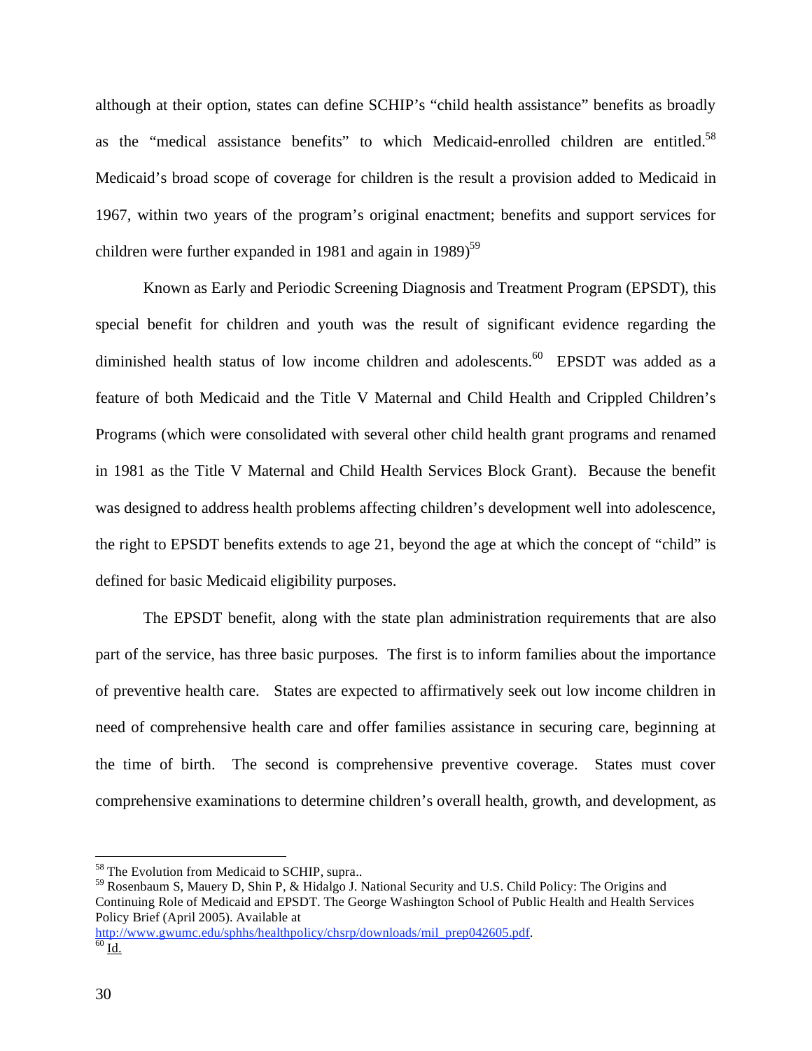although at their option, states can define SCHIP's "child health assistance" benefits as broadly as the "medical assistance benefits" to which Medicaid-enrolled children are entitled.[58] Medicaid's broad scope of coverage for children is the result a provision added to Medicaid in 1967, within two years of the program's original enactment; benefits and support services for children were further expanded in 1981 and again in 1989)[59]

Known as Early and Periodic Screening Diagnosis and Treatment Program (EPSDT), this special benefit for children and youth was the result of significant evidence regarding the diminished health status of low income children and adolescents.[60] EPSDT was added as a feature of both Medicaid and the Title V Maternal and Child Health and Crippled Children's Programs (which were consolidated with several other child health grant programs and renamed in 1981 as the Title V Maternal and Child Health Services Block Grant). Because the benefit was designed to address health problems affecting children's development well into adolescence, the right to EPSDT benefits extends to age 21, beyond the age at which the concept of "child" is defined for basic Medicaid eligibility purposes.

The EPSDT benefit, along with the state plan administration requirements that are also part of the service, has three basic purposes. The first is to inform families about the importance of preventive health care. States are expected to affirmatively seek out low income children in need of comprehensive health care and offer families assistance in securing care, beginning at the time of birth. The second is comprehensive preventive coverage. States must cover comprehensive examinations to determine children's overall health, growth, and development, as

---

[58] The Evolution from Medicaid to SCHIP, supra..

[59] Rosenbaum S, Mauery D, Shin P, & Hidalgo J. National Security and U.S. Child Policy: The Origins and Continuing Role of Medicaid and EPSDT. The George Washington School of Public Health and Health Services Policy Brief (April 2005). Available at http://www.gwumc.edu/sphhs/healthpolicy/chsrp/downloads/mil_prep042605.pdf.

[60] Id.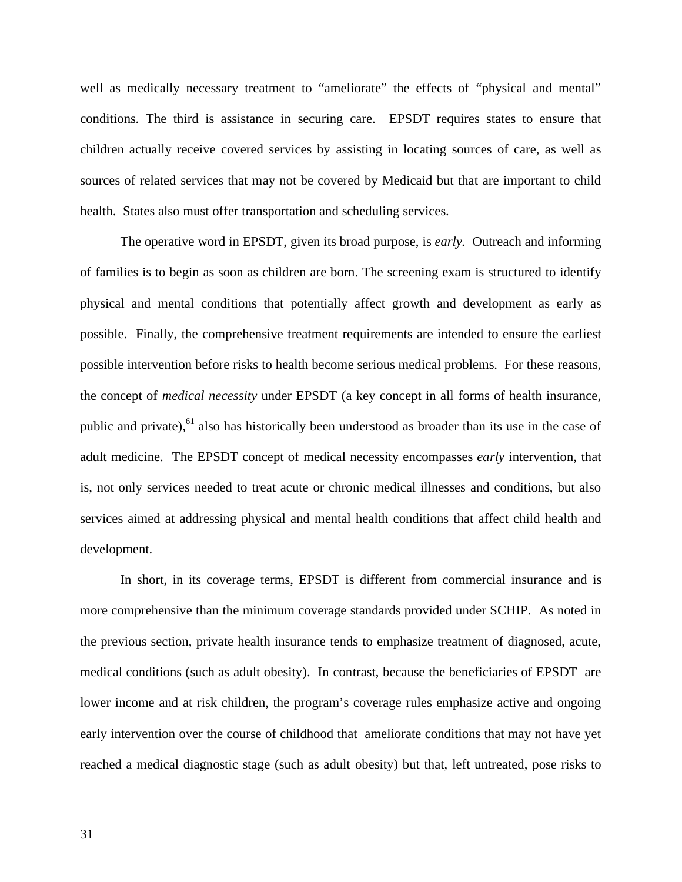well as medically necessary treatment to "ameliorate" the effects of "physical and mental" conditions. The third is assistance in securing care. EPSDT requires states to ensure that children actually receive covered services by assisting in locating sources of care, as well as sources of related services that may not be covered by Medicaid but that are important to child health. States also must offer transportation and scheduling services.

The operative word in EPSDT, given its broad purpose, is *early.* Outreach and informing of families is to begin as soon as children are born. The screening exam is structured to identify physical and mental conditions that potentially affect growth and development as early as possible. Finally, the comprehensive treatment requirements are intended to ensure the earliest possible intervention before risks to health become serious medical problems. For these reasons, the concept of *medical necessity* under EPSDT (a key concept in all forms of health insurance, public and private),[61] also has historically been understood as broader than its use in the case of adult medicine. The EPSDT concept of medical necessity encompasses *early* intervention, that is, not only services needed to treat acute or chronic medical illnesses and conditions, but also services aimed at addressing physical and mental health conditions that affect child health and development.

In short, in its coverage terms, EPSDT is different from commercial insurance and is more comprehensive than the minimum coverage standards provided under SCHIP. As noted in the previous section, private health insurance tends to emphasize treatment of diagnosed, acute, medical conditions (such as adult obesity). In contrast, because the beneficiaries of EPSDT are lower income and at risk children, the program's coverage rules emphasize active and ongoing early intervention over the course of childhood that ameliorate conditions that may not have yet reached a medical diagnostic stage (such as adult obesity) but that, left untreated, pose risks to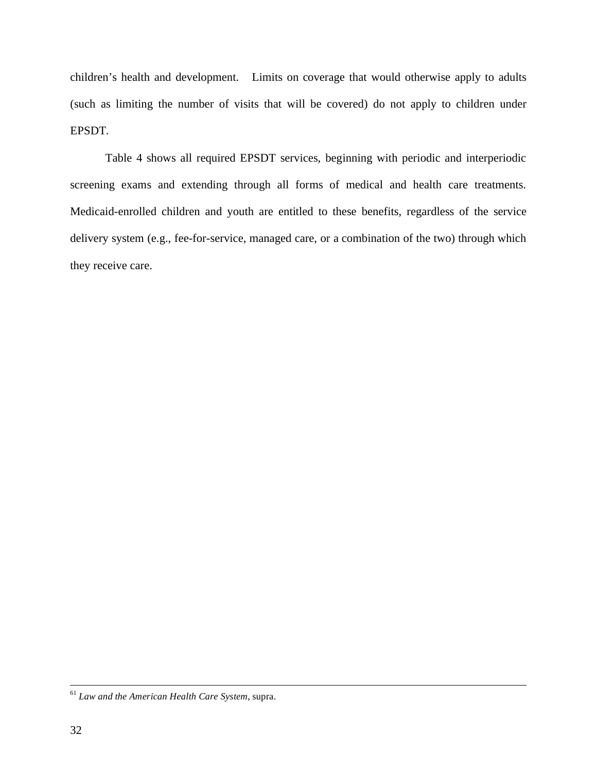children's health and development. Limits on coverage that would otherwise apply to adults (such as limiting the number of visits that will be covered) do not apply to children under EPSDT.

Table 4 shows all required EPSDT services, beginning with periodic and interperiodic screening exams and extending through all forms of medical and health care treatments. Medicaid-enrolled children and youth are entitled to these benefits, regardless of the service delivery system (e.g., fee-for-service, managed care, or a combination of the two) through which they receive care.

---

[61] *Law and the American Health Care System*, supra.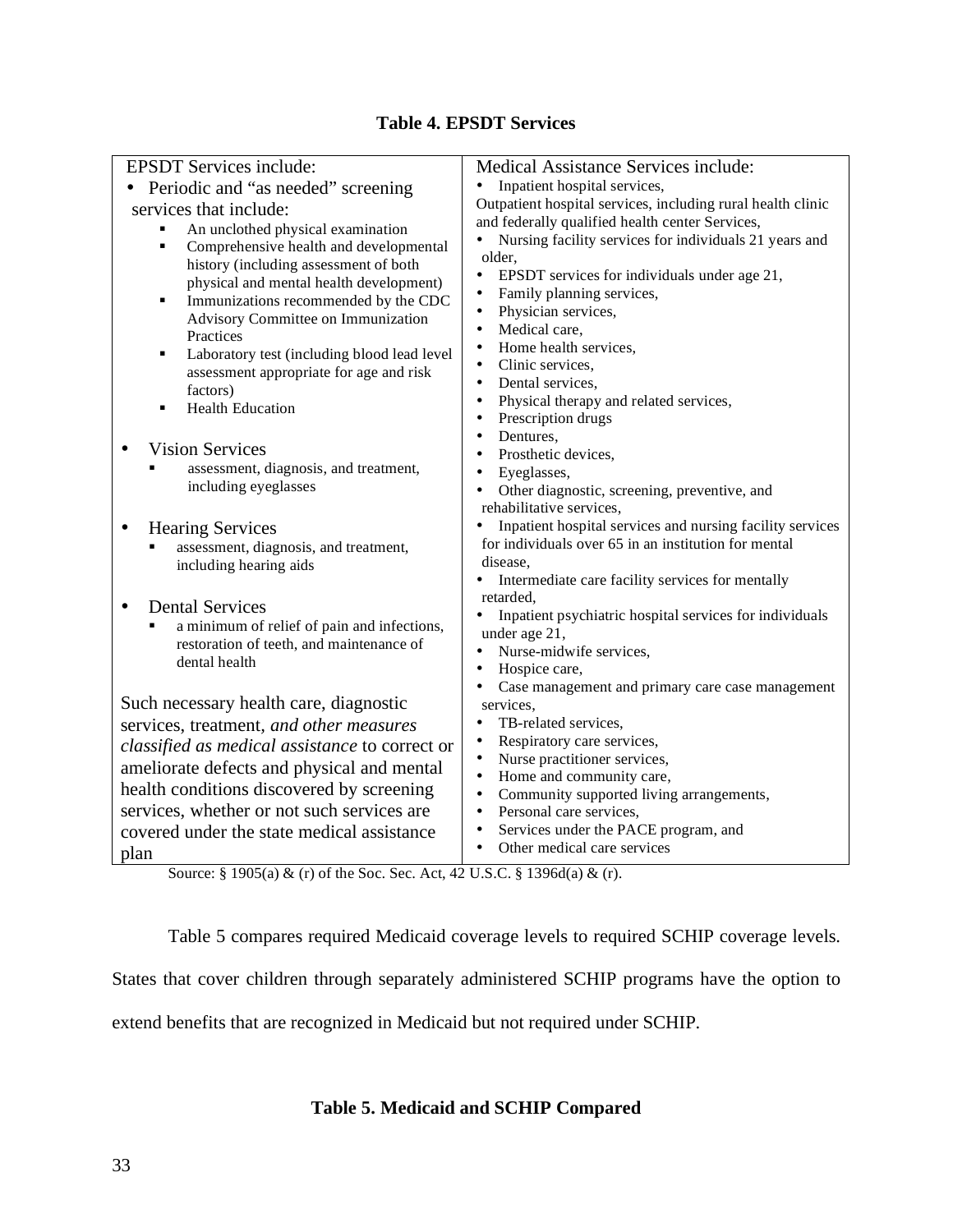**Table 4. EPSDT Services**

| EPSDT Services include: | Medical Assistance Services include: |
|---|---|
| • Periodic and "as needed" screening services that include:<br>▪ An unclothed physical examination<br>▪ Comprehensive health and developmental history (including assessment of both physical and mental health development)<br>▪ Immunizations recommended by the CDC Advisory Committee on Immunization Practices<br>▪ Laboratory test (including blood lead level assessment appropriate for age and risk factors)<br>▪ Health Education<br><br>• Vision Services<br>▪ assessment, diagnosis, and treatment, including eyeglasses<br><br>• Hearing Services<br>▪ assessment, diagnosis, and treatment, including hearing aids<br><br>• Dental Services<br>▪ a minimum of relief of pain and infections, restoration of teeth, and maintenance of dental health<br><br>Such necessary health care, diagnostic services, treatment, *and other measures classified as medical assistance* to correct or ameliorate defects and physical and mental health conditions discovered by screening services, whether or not such services are covered under the state medical assistance plan | • Inpatient hospital services,<br>Outpatient hospital services, including rural health clinic and federally qualified health center Services,<br>• Nursing facility services for individuals 21 years and older,<br>• EPSDT services for individuals under age 21,<br>• Family planning services,<br>• Physician services,<br>• Medical care,<br>• Home health services,<br>• Clinic services,<br>• Dental services,<br>• Physical therapy and related services,<br>• Prescription drugs<br>• Dentures,<br>• Prosthetic devices,<br>• Eyeglasses,<br>• Other diagnostic, screening, preventive, and rehabilitative services,<br>• Inpatient hospital services and nursing facility services for individuals over 65 in an institution for mental disease,<br>• Intermediate care facility services for mentally retarded,<br>• Inpatient psychiatric hospital services for individuals under age 21,<br>• Nurse-midwife services,<br>• Hospice care,<br>• Case management and primary care case management services,<br>• TB-related services,<br>• Respiratory care services,<br>• Nurse practitioner services,<br>• Home and community care,<br>• Community supported living arrangements,<br>• Personal care services,<br>• Services under the PACE program, and<br>• Other medical care services |

Source: § 1905(a) & (r) of the Soc. Sec. Act, 42 U.S.C. § 1396d(a) & (r).

Table 5 compares required Medicaid coverage levels to required SCHIP coverage levels. States that cover children through separately administered SCHIP programs have the option to extend benefits that are recognized in Medicaid but not required under SCHIP.

**Table 5. Medicaid and SCHIP Compared**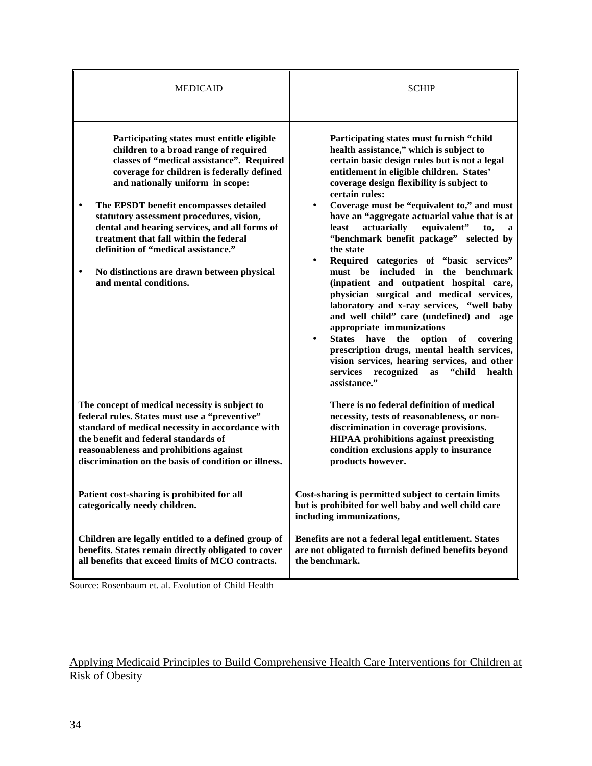| MEDICAID | SCHIP |
|---|---|
| **Participating states must entitle eligible children to a broad range of required classes of "medical assistance". Required coverage for children is federally defined and nationally uniform in scope:** <br> • **The EPSDT benefit encompasses detailed statutory assessment procedures, vision, dental and hearing services, and all forms of treatment that fall within the federal definition of "medical assistance."** <br> • **No distinctions are drawn between physical and mental conditions.** | **Participating states must furnish "child health assistance," which is subject to certain basic design rules but is not a legal entitlement in eligible children. States' coverage design flexibility is subject to certain rules:** <br> • **Coverage must be "equivalent to," and must have an "aggregate actuarial value that is at least actuarially equivalent" to, a "benchmark benefit package" selected by the state** <br> • **Required categories of "basic services" must be included in the benchmark (inpatient and outpatient hospital care, physician surgical and medical services, laboratory and x-ray services, "well baby and well child" care (undefined) and age appropriate immunizations** <br> • **States have the option of covering prescription drugs, mental health services, vision services, hearing services, and other services recognized as "child health assistance."** |
| **The concept of medical necessity is subject to federal rules. States must use a "preventive" standard of medical necessity in accordance with the benefit and federal standards of reasonableness and prohibitions against discrimination on the basis of condition or illness.** | **There is no federal definition of medical necessity, tests of reasonableness, or non-discrimination in coverage provisions. HIPAA prohibitions against preexisting condition exclusions apply to insurance products however.** |
| **Patient cost-sharing is prohibited for all categorically needy children.** | **Cost-sharing is permitted subject to certain limits but is prohibited for well baby and well child care including immunizations,** |
| **Children are legally entitled to a defined group of benefits. States remain directly obligated to cover all benefits that exceed limits of MCO contracts.** | **Benefits are not a federal legal entitlement. States are not obligated to furnish defined benefits beyond the benchmark.** |

Source: Rosenbaum et. al. Evolution of Child Health

## Applying Medicaid Principles to Build Comprehensive Health Care Interventions for Children at Risk of Obesity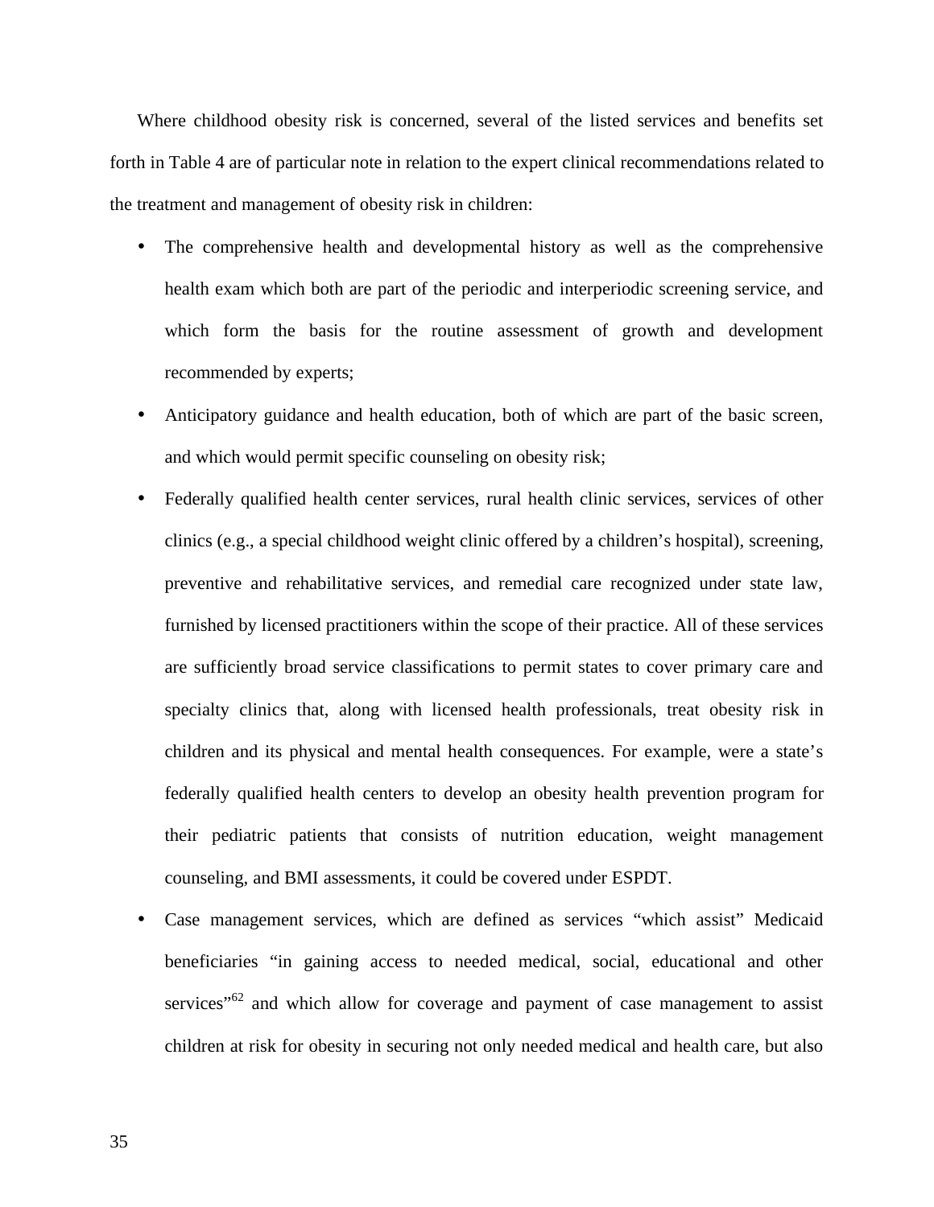Where childhood obesity risk is concerned, several of the listed services and benefits set forth in Table 4 are of particular note in relation to the expert clinical recommendations related to the treatment and management of obesity risk in children:

- The comprehensive health and developmental history as well as the comprehensive health exam which both are part of the periodic and interperiodic screening service, and which form the basis for the routine assessment of growth and development recommended by experts;
- Anticipatory guidance and health education, both of which are part of the basic screen, and which would permit specific counseling on obesity risk;
- Federally qualified health center services, rural health clinic services, services of other clinics (e.g., a special childhood weight clinic offered by a children's hospital), screening, preventive and rehabilitative services, and remedial care recognized under state law, furnished by licensed practitioners within the scope of their practice. All of these services are sufficiently broad service classifications to permit states to cover primary care and specialty clinics that, along with licensed health professionals, treat obesity risk in children and its physical and mental health consequences. For example, were a state's federally qualified health centers to develop an obesity health prevention program for their pediatric patients that consists of nutrition education, weight management counseling, and BMI assessments, it could be covered under ESPDT.
- Case management services, which are defined as services "which assist" Medicaid beneficiaries "in gaining access to needed medical, social, educational and other services"[62] and which allow for coverage and payment of case management to assist children at risk for obesity in securing not only needed medical and health care, but also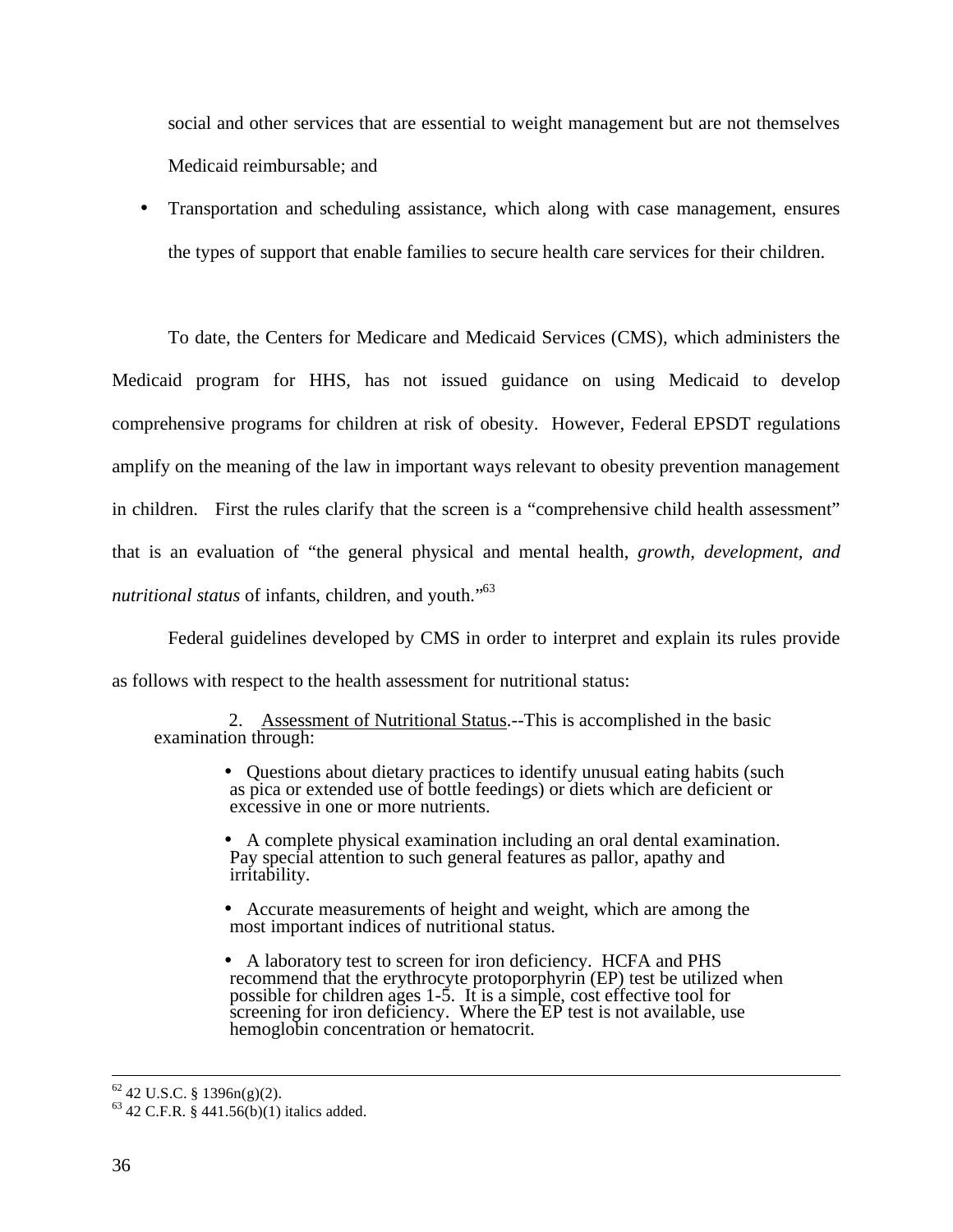social and other services that are essential to weight management but are not themselves Medicaid reimbursable; and

- Transportation and scheduling assistance, which along with case management, ensures the types of support that enable families to secure health care services for their children.

To date, the Centers for Medicare and Medicaid Services (CMS), which administers the Medicaid program for HHS, has not issued guidance on using Medicaid to develop comprehensive programs for children at risk of obesity. However, Federal EPSDT regulations amplify on the meaning of the law in important ways relevant to obesity prevention management in children. First the rules clarify that the screen is a "comprehensive child health assessment" that is an evaluation of "the general physical and mental health, *growth, development, and nutritional status* of infants, children, and youth."[63]

Federal guidelines developed by CMS in order to interpret and explain its rules provide as follows with respect to the health assessment for nutritional status:

> 2. Assessment of Nutritional Status.--This is accomplished in the basic examination through:
>
> - Questions about dietary practices to identify unusual eating habits (such as pica or extended use of bottle feedings) or diets which are deficient or excessive in one or more nutrients.
> - A complete physical examination including an oral dental examination. Pay special attention to such general features as pallor, apathy and irritability.
> - Accurate measurements of height and weight, which are among the most important indices of nutritional status.
> - A laboratory test to screen for iron deficiency. HCFA and PHS recommend that the erythrocyte protoporphyrin (EP) test be utilized when possible for children ages 1-5. It is a simple, cost effective tool for screening for iron deficiency. Where the EP test is not available, use hemoglobin concentration or hematocrit.

---

[62] 42 U.S.C. § 1396n(g)(2).

[63] 42 C.F.R. § 441.56(b)(1) italics added.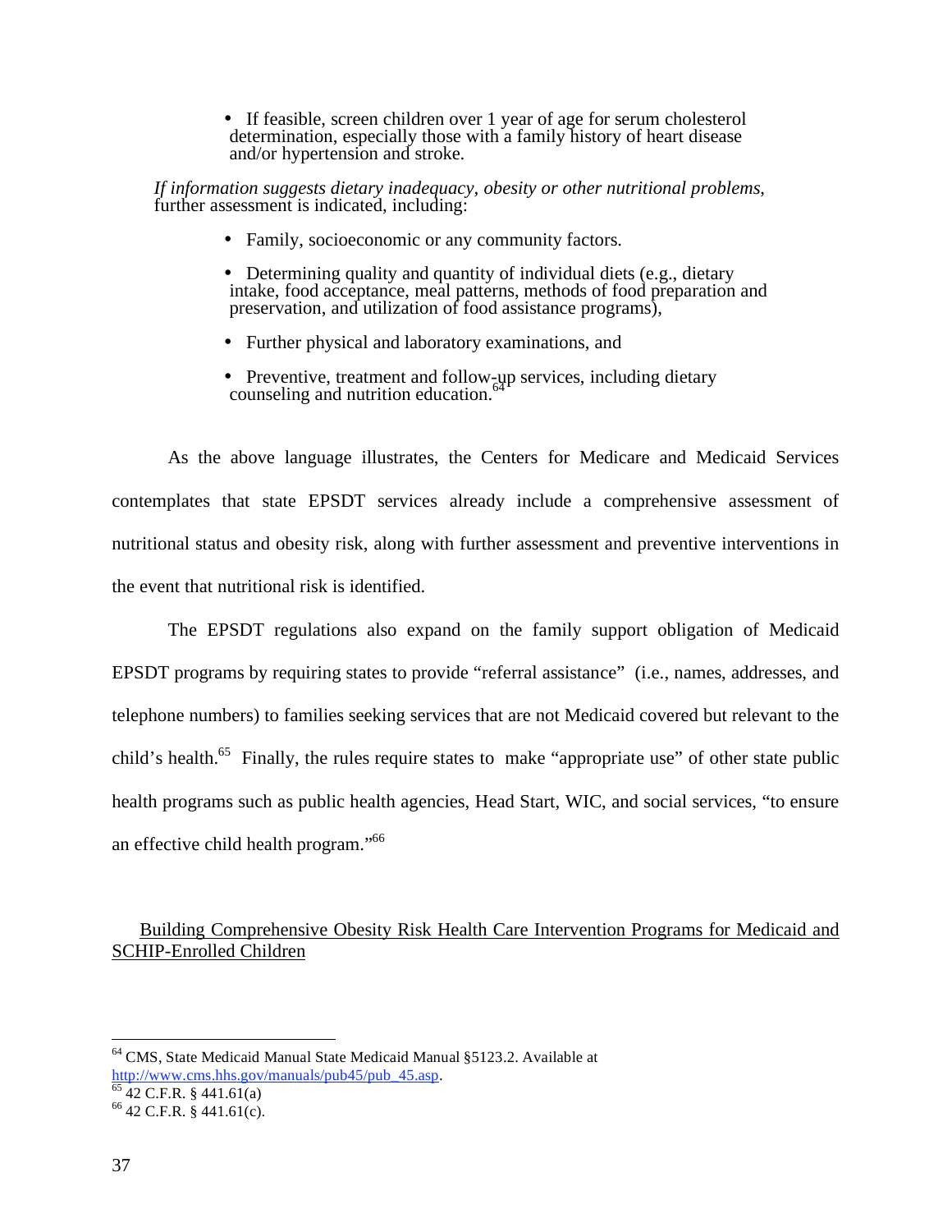- If feasible, screen children over 1 year of age for serum cholesterol determination, especially those with a family history of heart disease and/or hypertension and stroke.

*If information suggests dietary inadequacy, obesity or other nutritional problems*, further assessment is indicated, including:

- Family, socioeconomic or any community factors.
- Determining quality and quantity of individual diets (e.g., dietary intake, food acceptance, meal patterns, methods of food preparation and preservation, and utilization of food assistance programs),
- Further physical and laboratory examinations, and
- Preventive, treatment and follow-up services, including dietary counseling and nutrition education.[64]

As the above language illustrates, the Centers for Medicare and Medicaid Services contemplates that state EPSDT services already include a comprehensive assessment of nutritional status and obesity risk, along with further assessment and preventive interventions in the event that nutritional risk is identified.

The EPSDT regulations also expand on the family support obligation of Medicaid EPSDT programs by requiring states to provide "referral assistance" (i.e., names, addresses, and telephone numbers) to families seeking services that are not Medicaid covered but relevant to the child's health.[65] Finally, the rules require states to make "appropriate use" of other state public health programs such as public health agencies, Head Start, WIC, and social services, "to ensure an effective child health program."[66]

## Building Comprehensive Obesity Risk Health Care Intervention Programs for Medicaid and SCHIP-Enrolled Children

---

[64] CMS, State Medicaid Manual State Medicaid Manual §5123.2. Available at http://www.cms.hhs.gov/manuals/pub45/pub_45.asp.

[65] 42 C.F.R. § 441.61(a)

[66] 42 C.F.R. § 441.61(c).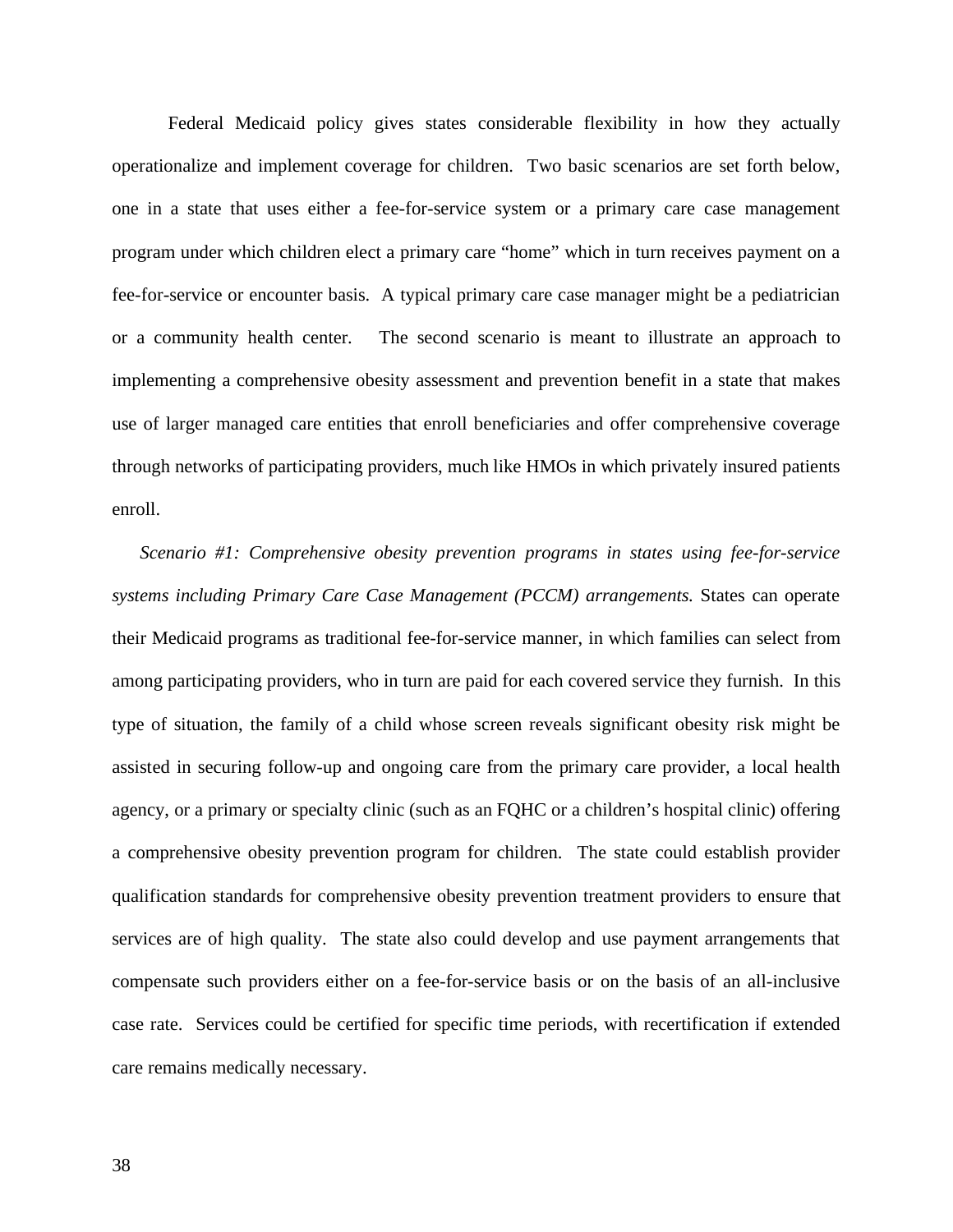Federal Medicaid policy gives states considerable flexibility in how they actually operationalize and implement coverage for children. Two basic scenarios are set forth below, one in a state that uses either a fee-for-service system or a primary care case management program under which children elect a primary care "home" which in turn receives payment on a fee-for-service or encounter basis. A typical primary care case manager might be a pediatrician or a community health center. The second scenario is meant to illustrate an approach to implementing a comprehensive obesity assessment and prevention benefit in a state that makes use of larger managed care entities that enroll beneficiaries and offer comprehensive coverage through networks of participating providers, much like HMOs in which privately insured patients enroll.

*Scenario #1: Comprehensive obesity prevention programs in states using fee-for-service systems including Primary Care Case Management (PCCM) arrangements.* States can operate their Medicaid programs as traditional fee-for-service manner, in which families can select from among participating providers, who in turn are paid for each covered service they furnish. In this type of situation, the family of a child whose screen reveals significant obesity risk might be assisted in securing follow-up and ongoing care from the primary care provider, a local health agency, or a primary or specialty clinic (such as an FQHC or a children's hospital clinic) offering a comprehensive obesity prevention program for children. The state could establish provider qualification standards for comprehensive obesity prevention treatment providers to ensure that services are of high quality. The state also could develop and use payment arrangements that compensate such providers either on a fee-for-service basis or on the basis of an all-inclusive case rate. Services could be certified for specific time periods, with recertification if extended care remains medically necessary.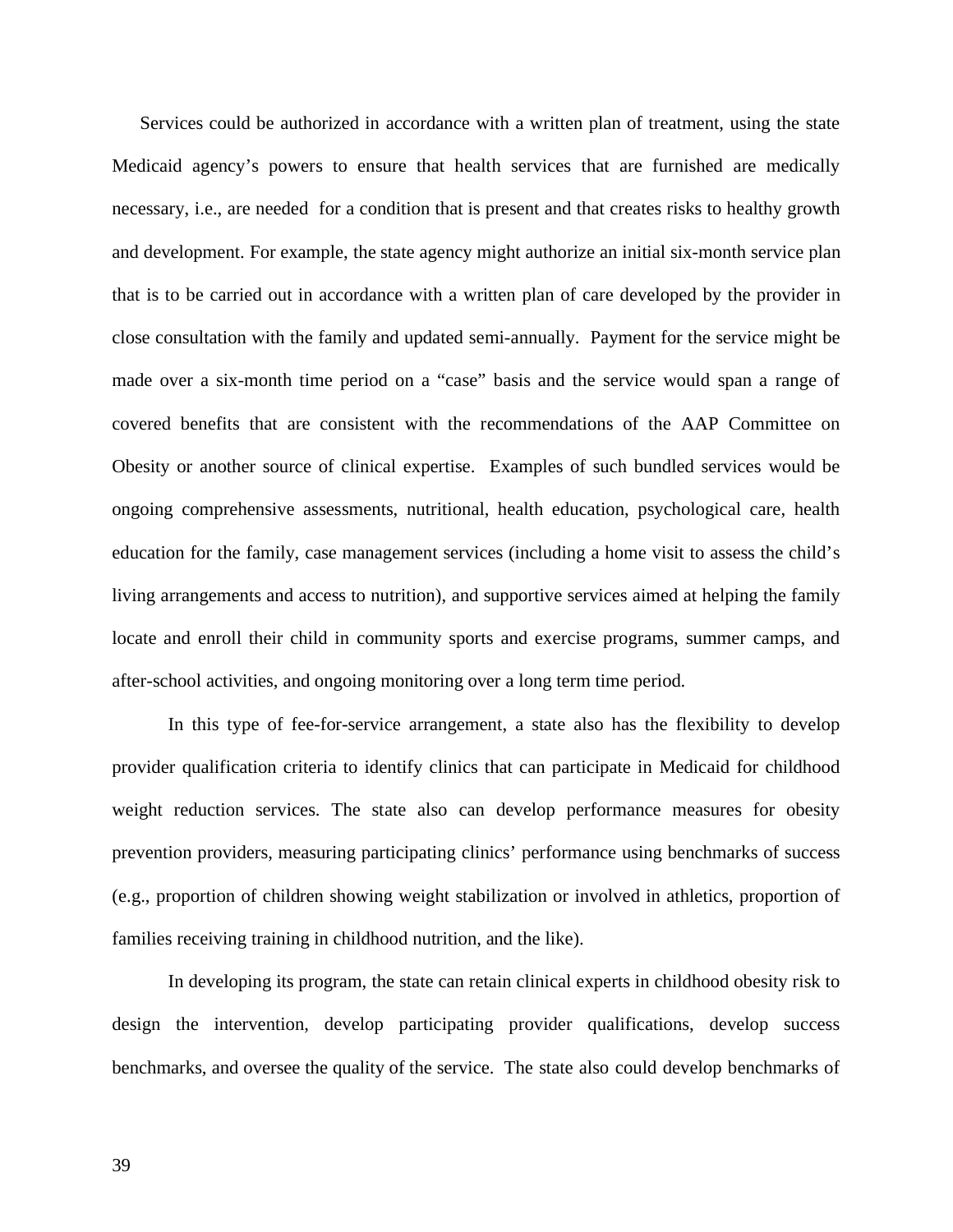Services could be authorized in accordance with a written plan of treatment, using the state Medicaid agency's powers to ensure that health services that are furnished are medically necessary, i.e., are needed for a condition that is present and that creates risks to healthy growth and development. For example, the state agency might authorize an initial six-month service plan that is to be carried out in accordance with a written plan of care developed by the provider in close consultation with the family and updated semi-annually. Payment for the service might be made over a six-month time period on a "case" basis and the service would span a range of covered benefits that are consistent with the recommendations of the AAP Committee on Obesity or another source of clinical expertise. Examples of such bundled services would be ongoing comprehensive assessments, nutritional, health education, psychological care, health education for the family, case management services (including a home visit to assess the child's living arrangements and access to nutrition), and supportive services aimed at helping the family locate and enroll their child in community sports and exercise programs, summer camps, and after-school activities, and ongoing monitoring over a long term time period.

In this type of fee-for-service arrangement, a state also has the flexibility to develop provider qualification criteria to identify clinics that can participate in Medicaid for childhood weight reduction services. The state also can develop performance measures for obesity prevention providers, measuring participating clinics' performance using benchmarks of success (e.g., proportion of children showing weight stabilization or involved in athletics, proportion of families receiving training in childhood nutrition, and the like).

In developing its program, the state can retain clinical experts in childhood obesity risk to design the intervention, develop participating provider qualifications, develop success benchmarks, and oversee the quality of the service. The state also could develop benchmarks of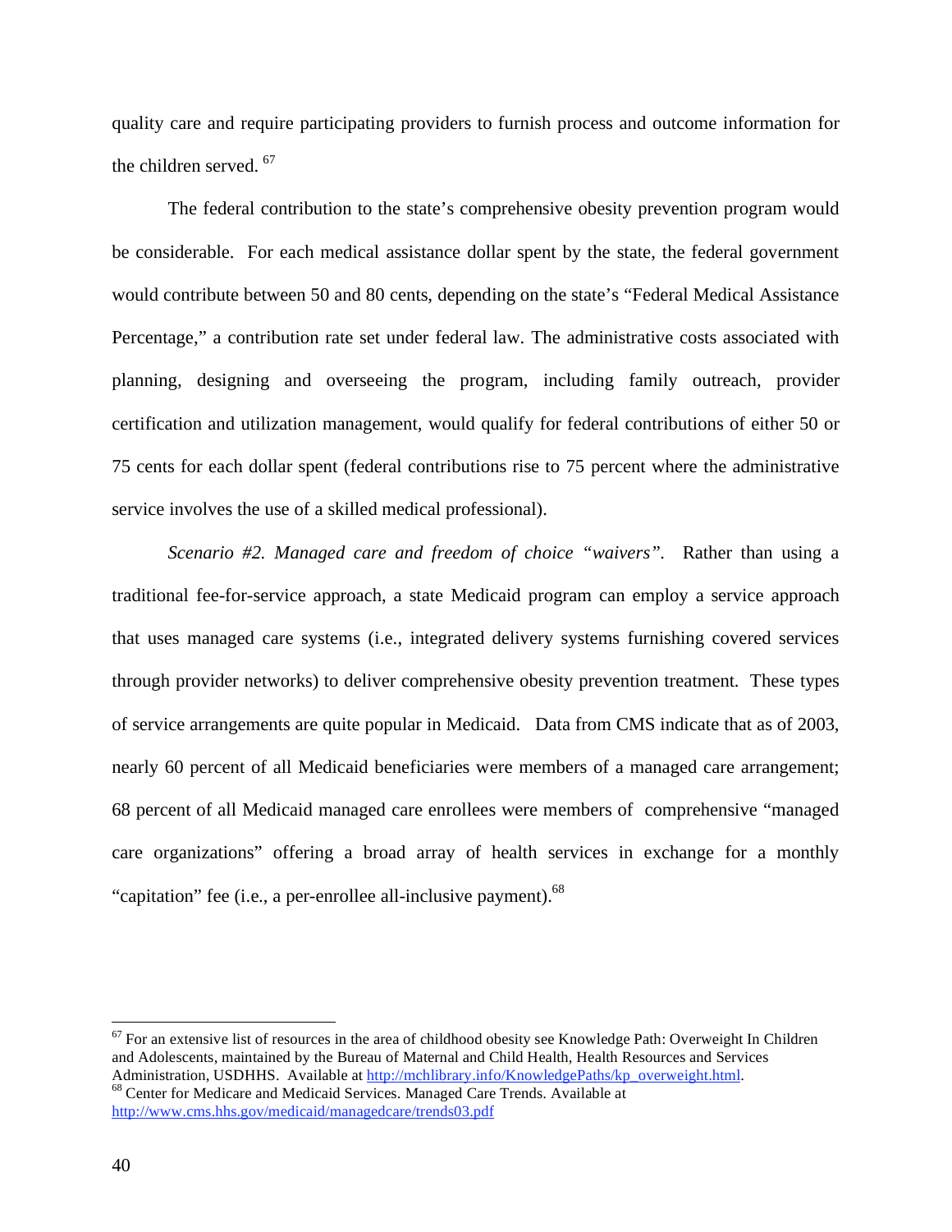quality care and require participating providers to furnish process and outcome information for the children served. [67]

The federal contribution to the state's comprehensive obesity prevention program would be considerable. For each medical assistance dollar spent by the state, the federal government would contribute between 50 and 80 cents, depending on the state's "Federal Medical Assistance Percentage," a contribution rate set under federal law. The administrative costs associated with planning, designing and overseeing the program, including family outreach, provider certification and utilization management, would qualify for federal contributions of either 50 or 75 cents for each dollar spent (federal contributions rise to 75 percent where the administrative service involves the use of a skilled medical professional).

*Scenario #2. Managed care and freedom of choice "waivers".* Rather than using a traditional fee-for-service approach, a state Medicaid program can employ a service approach that uses managed care systems (i.e., integrated delivery systems furnishing covered services through provider networks) to deliver comprehensive obesity prevention treatment. These types of service arrangements are quite popular in Medicaid. Data from CMS indicate that as of 2003, nearly 60 percent of all Medicaid beneficiaries were members of a managed care arrangement; 68 percent of all Medicaid managed care enrollees were members of comprehensive "managed care organizations" offering a broad array of health services in exchange for a monthly "capitation" fee (i.e., a per-enrollee all-inclusive payment).[68]

---

[67] For an extensive list of resources in the area of childhood obesity see Knowledge Path: Overweight In Children and Adolescents, maintained by the Bureau of Maternal and Child Health, Health Resources and Services Administration, USDHHS. Available at http://mchlibrary.info/KnowledgePaths/kp_overweight.html.

[68] Center for Medicare and Medicaid Services. Managed Care Trends. Available at http://www.cms.hhs.gov/medicaid/managedcare/trends03.pdf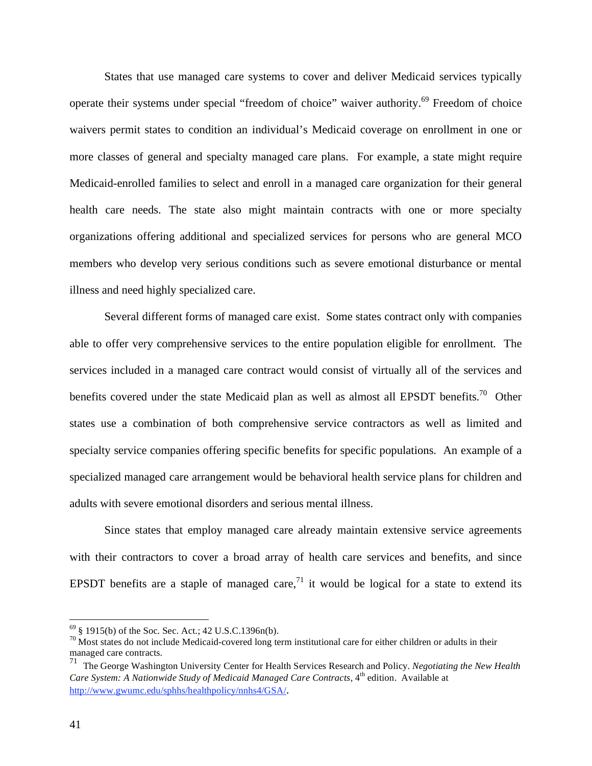States that use managed care systems to cover and deliver Medicaid services typically operate their systems under special "freedom of choice" waiver authority.[69] Freedom of choice waivers permit states to condition an individual's Medicaid coverage on enrollment in one or more classes of general and specialty managed care plans. For example, a state might require Medicaid-enrolled families to select and enroll in a managed care organization for their general health care needs. The state also might maintain contracts with one or more specialty organizations offering additional and specialized services for persons who are general MCO members who develop very serious conditions such as severe emotional disturbance or mental illness and need highly specialized care.

Several different forms of managed care exist. Some states contract only with companies able to offer very comprehensive services to the entire population eligible for enrollment. The services included in a managed care contract would consist of virtually all of the services and benefits covered under the state Medicaid plan as well as almost all EPSDT benefits.[70] Other states use a combination of both comprehensive service contractors as well as limited and specialty service companies offering specific benefits for specific populations. An example of a specialized managed care arrangement would be behavioral health service plans for children and adults with severe emotional disorders and serious mental illness.

Since states that employ managed care already maintain extensive service agreements with their contractors to cover a broad array of health care services and benefits, and since EPSDT benefits are a staple of managed care,[71] it would be logical for a state to extend its

---

[69] § 1915(b) of the Soc. Sec. Act.; 42 U.S.C.1396n(b).

[70] Most states do not include Medicaid-covered long term institutional care for either children or adults in their managed care contracts.

[71] The George Washington University Center for Health Services Research and Policy. *Negotiating the New Health Care System: A Nationwide Study of Medicaid Managed Care Contracts*, 4th edition. Available at http://www.gwumc.edu/sphhs/healthpolicy/nnhs4/GSA/.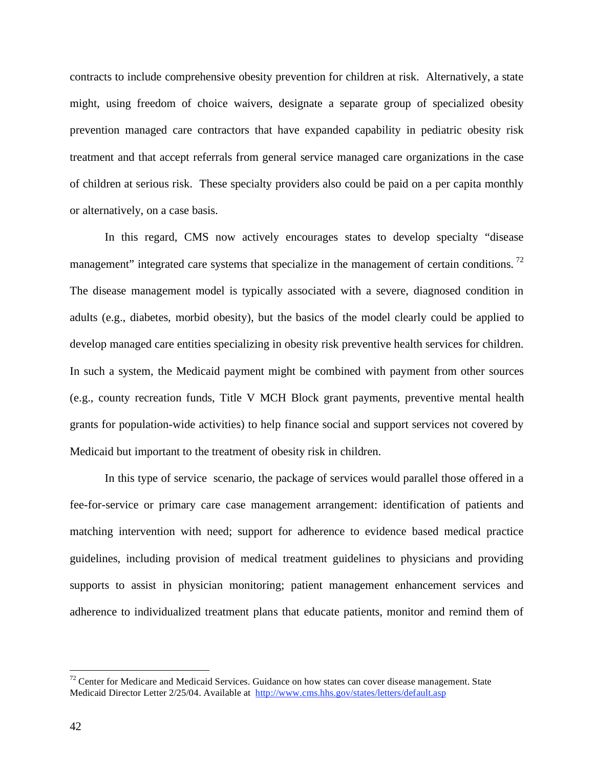contracts to include comprehensive obesity prevention for children at risk. Alternatively, a state might, using freedom of choice waivers, designate a separate group of specialized obesity prevention managed care contractors that have expanded capability in pediatric obesity risk treatment and that accept referrals from general service managed care organizations in the case of children at serious risk. These specialty providers also could be paid on a per capita monthly or alternatively, on a case basis.

In this regard, CMS now actively encourages states to develop specialty "disease management" integrated care systems that specialize in the management of certain conditions.[72] The disease management model is typically associated with a severe, diagnosed condition in adults (e.g., diabetes, morbid obesity), but the basics of the model clearly could be applied to develop managed care entities specializing in obesity risk preventive health services for children. In such a system, the Medicaid payment might be combined with payment from other sources (e.g., county recreation funds, Title V MCH Block grant payments, preventive mental health grants for population-wide activities) to help finance social and support services not covered by Medicaid but important to the treatment of obesity risk in children.

In this type of service scenario, the package of services would parallel those offered in a fee-for-service or primary care case management arrangement: identification of patients and matching intervention with need; support for adherence to evidence based medical practice guidelines, including provision of medical treatment guidelines to physicians and providing supports to assist in physician monitoring; patient management enhancement services and adherence to individualized treatment plans that educate patients, monitor and remind them of

---

[72] Center for Medicare and Medicaid Services. Guidance on how states can cover disease management. State Medicaid Director Letter 2/25/04. Available at http://www.cms.hhs.gov/states/letters/default.asp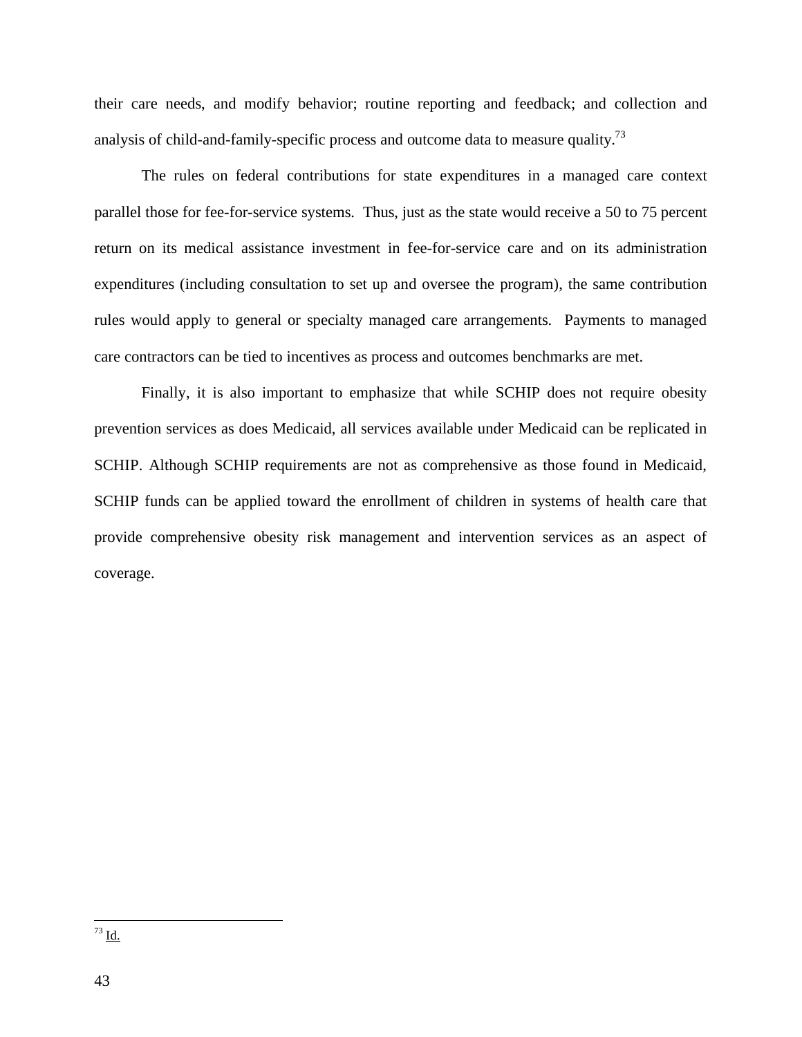their care needs, and modify behavior; routine reporting and feedback; and collection and analysis of child-and-family-specific process and outcome data to measure quality.[73]

The rules on federal contributions for state expenditures in a managed care context parallel those for fee-for-service systems. Thus, just as the state would receive a 50 to 75 percent return on its medical assistance investment in fee-for-service care and on its administration expenditures (including consultation to set up and oversee the program), the same contribution rules would apply to general or specialty managed care arrangements. Payments to managed care contractors can be tied to incentives as process and outcomes benchmarks are met.

Finally, it is also important to emphasize that while SCHIP does not require obesity prevention services as does Medicaid, all services available under Medicaid can be replicated in SCHIP. Although SCHIP requirements are not as comprehensive as those found in Medicaid, SCHIP funds can be applied toward the enrollment of children in systems of health care that provide comprehensive obesity risk management and intervention services as an aspect of coverage.

---

[73] Id.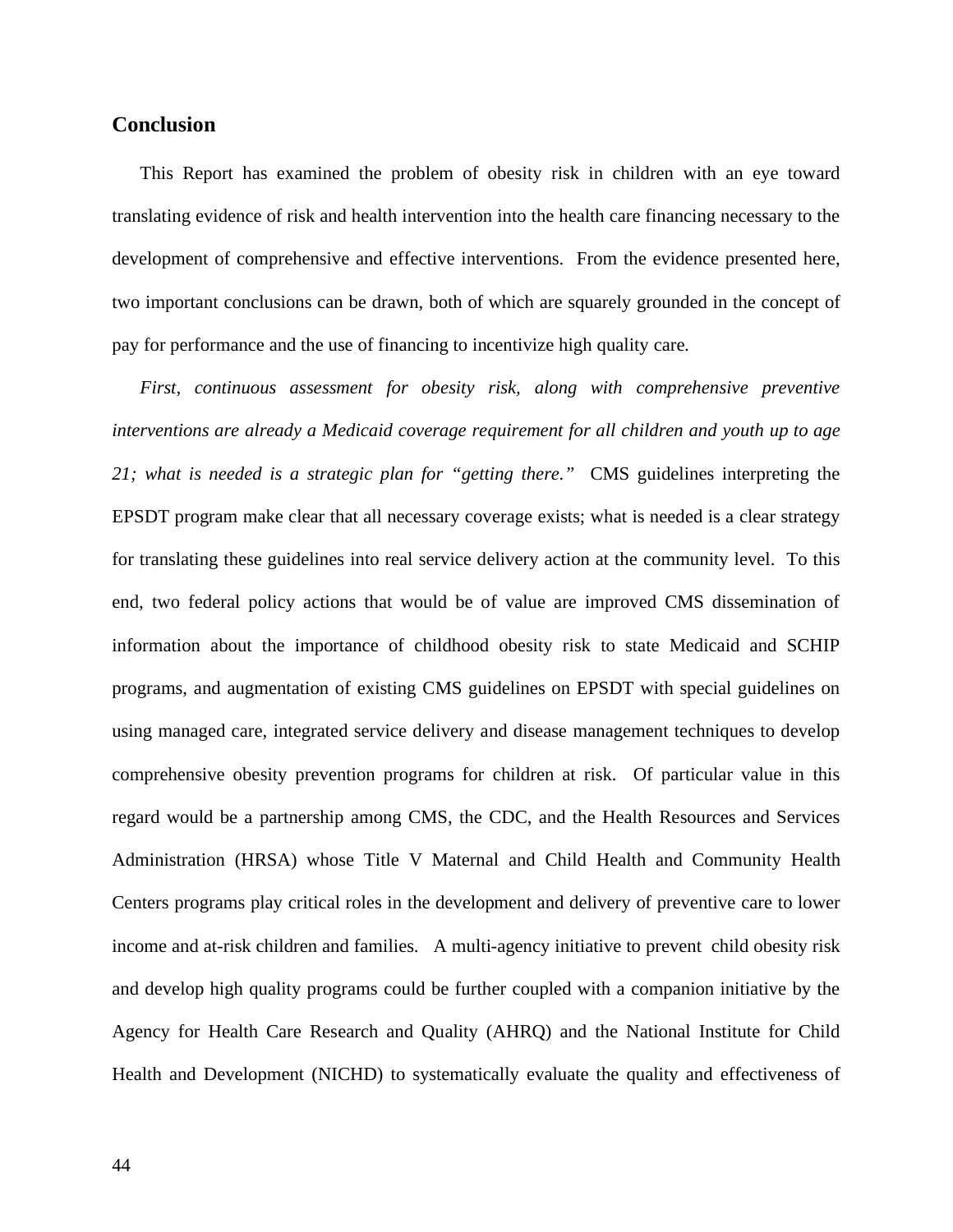## Conclusion

This Report has examined the problem of obesity risk in children with an eye toward translating evidence of risk and health intervention into the health care financing necessary to the development of comprehensive and effective interventions. From the evidence presented here, two important conclusions can be drawn, both of which are squarely grounded in the concept of pay for performance and the use of financing to incentivize high quality care.

*First, continuous assessment for obesity risk, along with comprehensive preventive interventions are already a Medicaid coverage requirement for all children and youth up to age 21; what is needed is a strategic plan for "getting there."* CMS guidelines interpreting the EPSDT program make clear that all necessary coverage exists; what is needed is a clear strategy for translating these guidelines into real service delivery action at the community level. To this end, two federal policy actions that would be of value are improved CMS dissemination of information about the importance of childhood obesity risk to state Medicaid and SCHIP programs, and augmentation of existing CMS guidelines on EPSDT with special guidelines on using managed care, integrated service delivery and disease management techniques to develop comprehensive obesity prevention programs for children at risk. Of particular value in this regard would be a partnership among CMS, the CDC, and the Health Resources and Services Administration (HRSA) whose Title V Maternal and Child Health and Community Health Centers programs play critical roles in the development and delivery of preventive care to lower income and at-risk children and families. A multi-agency initiative to prevent child obesity risk and develop high quality programs could be further coupled with a companion initiative by the Agency for Health Care Research and Quality (AHRQ) and the National Institute for Child Health and Development (NICHD) to systematically evaluate the quality and effectiveness of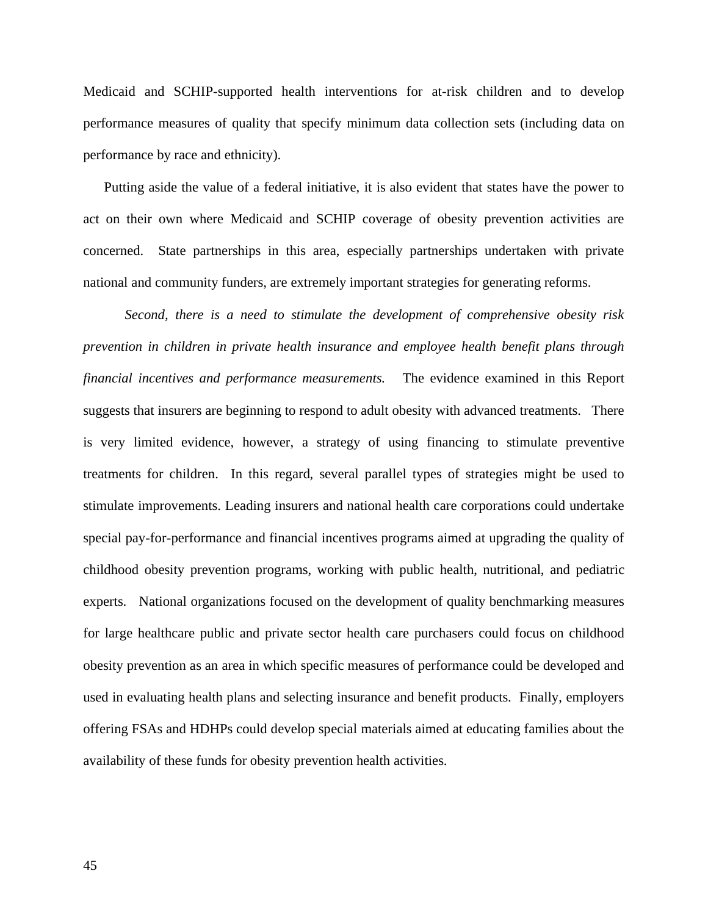Medicaid and SCHIP-supported health interventions for at-risk children and to develop performance measures of quality that specify minimum data collection sets (including data on performance by race and ethnicity).

Putting aside the value of a federal initiative, it is also evident that states have the power to act on their own where Medicaid and SCHIP coverage of obesity prevention activities are concerned. State partnerships in this area, especially partnerships undertaken with private national and community funders, are extremely important strategies for generating reforms.

*Second, there is a need to stimulate the development of comprehensive obesity risk prevention in children in private health insurance and employee health benefit plans through financial incentives and performance measurements.* The evidence examined in this Report suggests that insurers are beginning to respond to adult obesity with advanced treatments. There is very limited evidence, however, a strategy of using financing to stimulate preventive treatments for children. In this regard, several parallel types of strategies might be used to stimulate improvements. Leading insurers and national health care corporations could undertake special pay-for-performance and financial incentives programs aimed at upgrading the quality of childhood obesity prevention programs, working with public health, nutritional, and pediatric experts. National organizations focused on the development of quality benchmarking measures for large healthcare public and private sector health care purchasers could focus on childhood obesity prevention as an area in which specific measures of performance could be developed and used in evaluating health plans and selecting insurance and benefit products. Finally, employers offering FSAs and HDHPs could develop special materials aimed at educating families about the availability of these funds for obesity prevention health activities.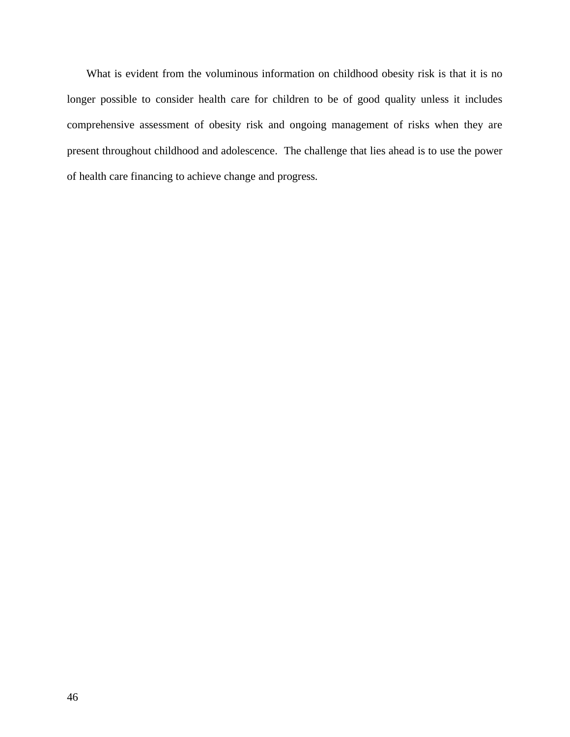What is evident from the voluminous information on childhood obesity risk is that it is no longer possible to consider health care for children to be of good quality unless it includes comprehensive assessment of obesity risk and ongoing management of risks when they are present throughout childhood and adolescence.  The challenge that lies ahead is to use the power of health care financing to achieve change and progress.